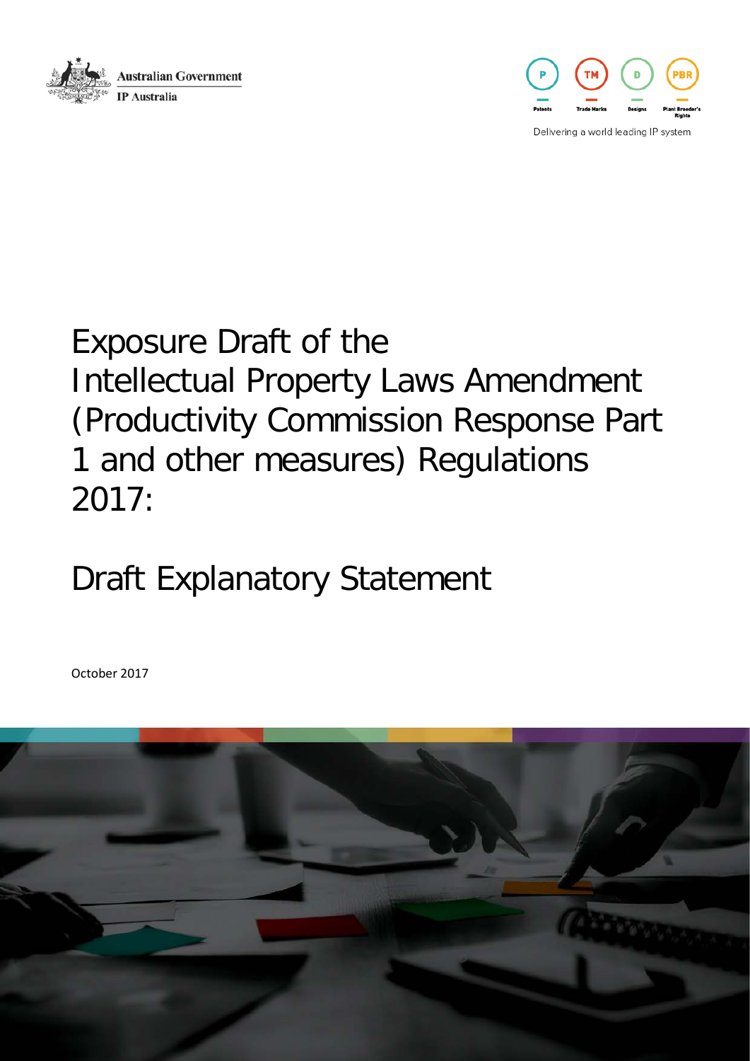Australian Government

IP Australia

Delivering a world leading IP system

# Exposure Draft of the Intellectual Property Laws Amendment (Productivity Commission Response Part 1 and other measures) Regulations 2017:

# Draft Explanatory Statement

October 2017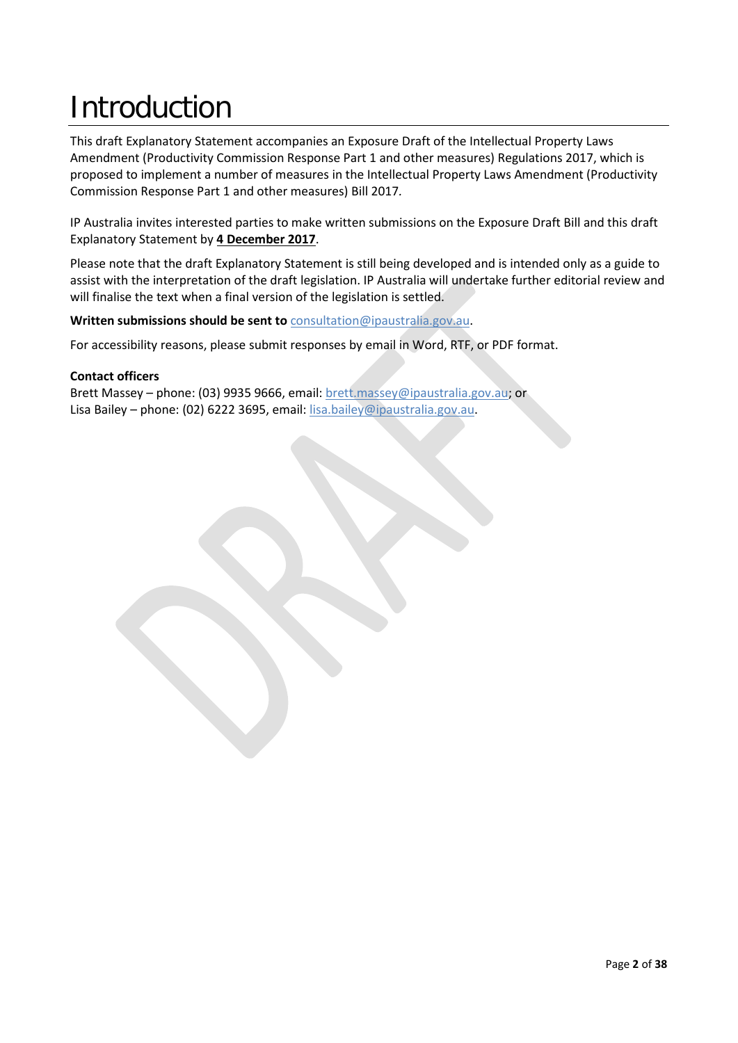# Introduction

This draft Explanatory Statement accompanies an Exposure Draft of the Intellectual Property Laws Amendment (Productivity Commission Response Part 1 and other measures) Regulations 2017, which is proposed to implement a number of measures in the Intellectual Property Laws Amendment (Productivity Commission Response Part 1 and other measures) Bill 2017.

IP Australia invites interested parties to make written submissions on the Exposure Draft Bill and this draft Explanatory Statement by **4 December 2017**.

Please note that the draft Explanatory Statement is still being developed and is intended only as a guide to assist with the interpretation of the draft legislation. IP Australia will undertake further editorial review and will finalise the text when a final version of the legislation is settled.

**Written submissions should be sent to** consultation@ipaustralia.gov.au.

For accessibility reasons, please submit responses by email in Word, RTF, or PDF format.

**Contact officers**
Brett Massey – phone: (03) 9935 9666, email: brett.massey@ipaustralia.gov.au; or
Lisa Bailey – phone: (02) 6222 3695, email: lisa.bailey@ipaustralia.gov.au.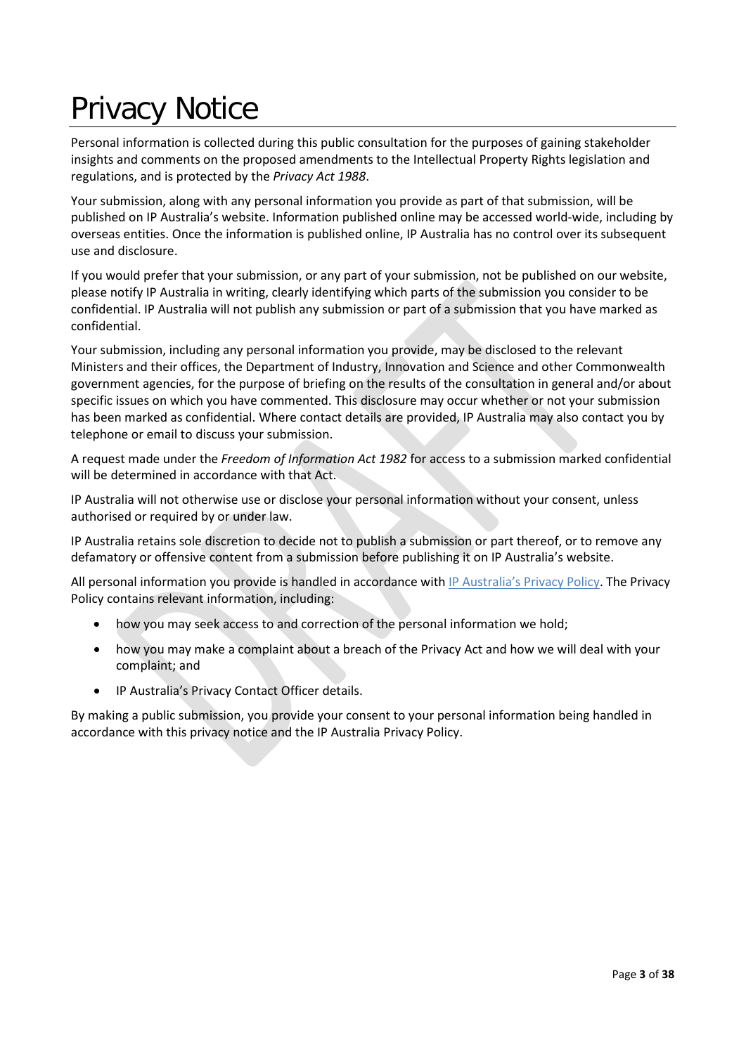# Privacy Notice

Personal information is collected during this public consultation for the purposes of gaining stakeholder insights and comments on the proposed amendments to the Intellectual Property Rights legislation and regulations, and is protected by the *Privacy Act 1988*.

Your submission, along with any personal information you provide as part of that submission, will be published on IP Australia's website. Information published online may be accessed world-wide, including by overseas entities. Once the information is published online, IP Australia has no control over its subsequent use and disclosure.

If you would prefer that your submission, or any part of your submission, not be published on our website, please notify IP Australia in writing, clearly identifying which parts of the submission you consider to be confidential. IP Australia will not publish any submission or part of a submission that you have marked as confidential.

Your submission, including any personal information you provide, may be disclosed to the relevant Ministers and their offices, the Department of Industry, Innovation and Science and other Commonwealth government agencies, for the purpose of briefing on the results of the consultation in general and/or about specific issues on which you have commented. This disclosure may occur whether or not your submission has been marked as confidential. Where contact details are provided, IP Australia may also contact you by telephone or email to discuss your submission.

A request made under the *Freedom of Information Act 1982* for access to a submission marked confidential will be determined in accordance with that Act.

IP Australia will not otherwise use or disclose your personal information without your consent, unless authorised or required by or under law.

IP Australia retains sole discretion to decide not to publish a submission or part thereof, or to remove any defamatory or offensive content from a submission before publishing it on IP Australia's website.

All personal information you provide is handled in accordance with IP Australia's Privacy Policy. The Privacy Policy contains relevant information, including:

- how you may seek access to and correction of the personal information we hold;
- how you may make a complaint about a breach of the Privacy Act and how we will deal with your complaint; and
- IP Australia's Privacy Contact Officer details.

By making a public submission, you provide your consent to your personal information being handled in accordance with this privacy notice and the IP Australia Privacy Policy.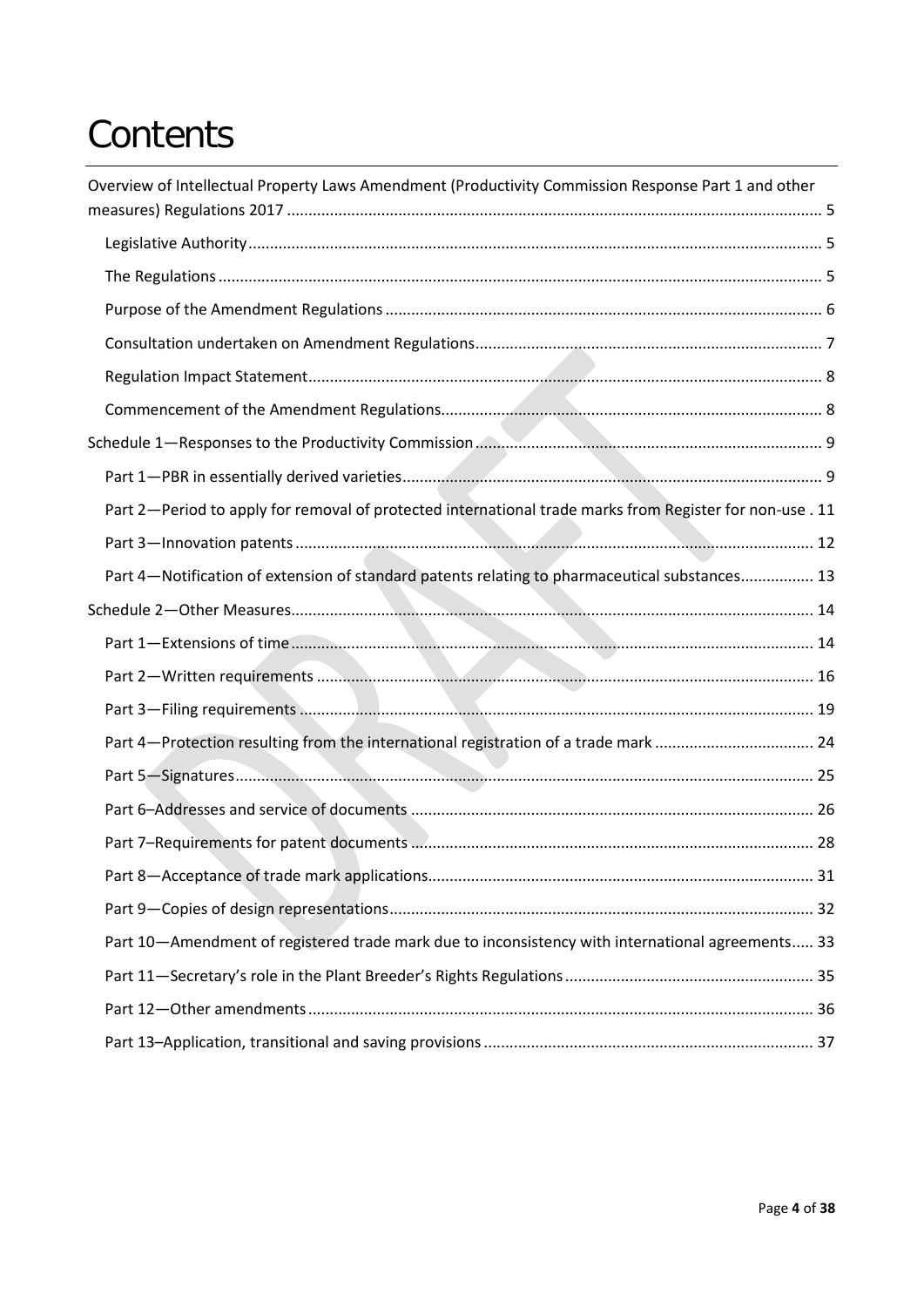# Contents

Overview of Intellectual Property Laws Amendment (Productivity Commission Response Part 1 and other measures) Regulations 2017 ..... 5

- Legislative Authority ..... 5
- The Regulations ..... 5
- Purpose of the Amendment Regulations ..... 6
- Consultation undertaken on Amendment Regulations ..... 7
- Regulation Impact Statement ..... 8
- Commencement of the Amendment Regulations ..... 8

Schedule 1—Responses to the Productivity Commission ..... 9

- Part 1—PBR in essentially derived varieties ..... 9
- Part 2—Period to apply for removal of protected international trade marks from Register for non-use . 11
- Part 3—Innovation patents ..... 12
- Part 4—Notification of extension of standard patents relating to pharmaceutical substances ..... 13

Schedule 2—Other Measures ..... 14

- Part 1—Extensions of time ..... 14
- Part 2—Written requirements ..... 16
- Part 3—Filing requirements ..... 19
- Part 4—Protection resulting from the international registration of a trade mark ..... 24
- Part 5—Signatures ..... 25
- Part 6–Addresses and service of documents ..... 26
- Part 7–Requirements for patent documents ..... 28
- Part 8—Acceptance of trade mark applications ..... 31
- Part 9—Copies of design representations ..... 32
- Part 10—Amendment of registered trade mark due to inconsistency with international agreements ..... 33
- Part 11—Secretary's role in the Plant Breeder's Rights Regulations ..... 35
- Part 12—Other amendments ..... 36
- Part 13–Application, transitional and saving provisions ..... 37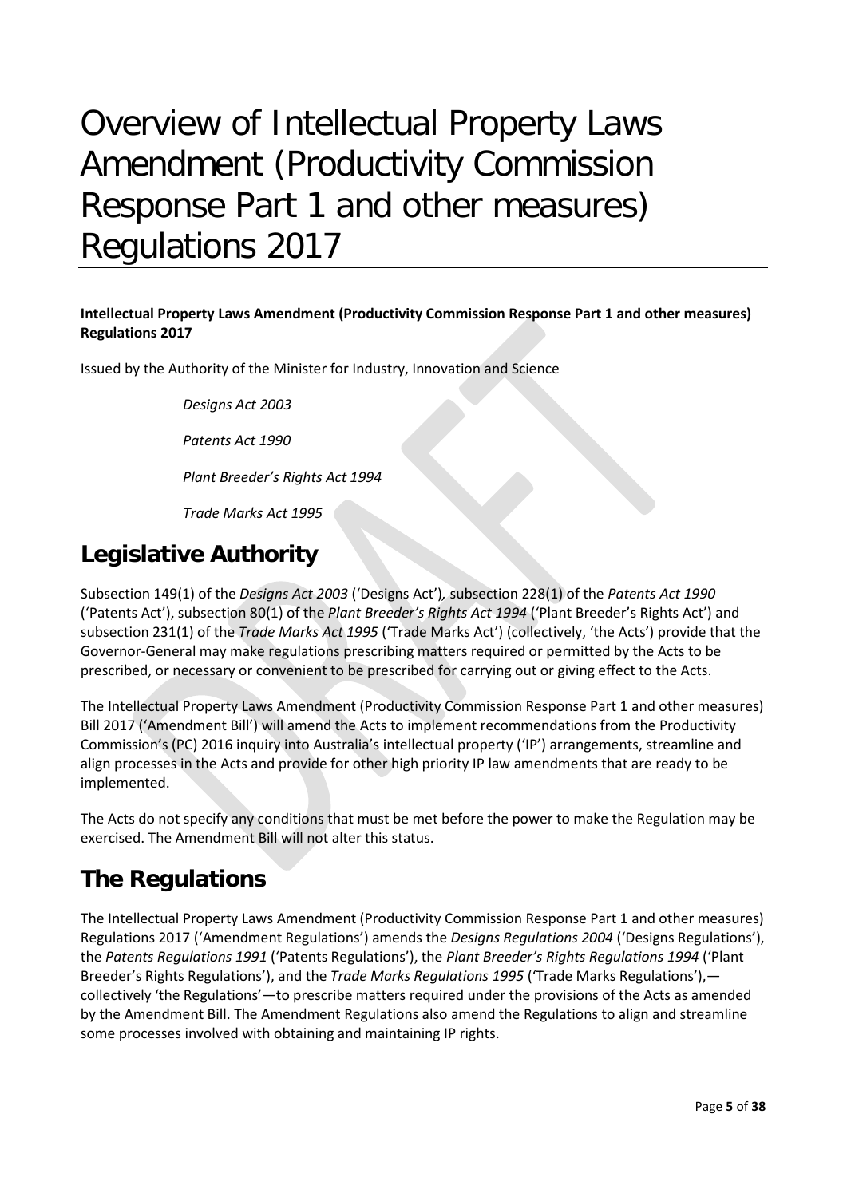# Overview of Intellectual Property Laws Amendment (Productivity Commission Response Part 1 and other measures) Regulations 2017

**Intellectual Property Laws Amendment (Productivity Commission Response Part 1 and other measures) Regulations 2017**

Issued by the Authority of the Minister for Industry, Innovation and Science

*Designs Act 2003*

*Patents Act 1990*

*Plant Breeder's Rights Act 1994*

*Trade Marks Act 1995*

## Legislative Authority

Subsection 149(1) of the *Designs Act 2003* ('Designs Act'), subsection 228(1) of the *Patents Act 1990* ('Patents Act'), subsection 80(1) of the *Plant Breeder's Rights Act 1994* ('Plant Breeder's Rights Act') and subsection 231(1) of the *Trade Marks Act 1995* ('Trade Marks Act') (collectively, 'the Acts') provide that the Governor-General may make regulations prescribing matters required or permitted by the Acts to be prescribed, or necessary or convenient to be prescribed for carrying out or giving effect to the Acts.

The Intellectual Property Laws Amendment (Productivity Commission Response Part 1 and other measures) Bill 2017 ('Amendment Bill') will amend the Acts to implement recommendations from the Productivity Commission's (PC) 2016 inquiry into Australia's intellectual property ('IP') arrangements, streamline and align processes in the Acts and provide for other high priority IP law amendments that are ready to be implemented.

The Acts do not specify any conditions that must be met before the power to make the Regulation may be exercised. The Amendment Bill will not alter this status.

## The Regulations

The Intellectual Property Laws Amendment (Productivity Commission Response Part 1 and other measures) Regulations 2017 ('Amendment Regulations') amends the *Designs Regulations 2004* ('Designs Regulations'), the *Patents Regulations 1991* ('Patents Regulations'), the *Plant Breeder's Rights Regulations 1994* ('Plant Breeder's Rights Regulations'), and the *Trade Marks Regulations 1995* ('Trade Marks Regulations'),—collectively 'the Regulations'—to prescribe matters required under the provisions of the Acts as amended by the Amendment Bill. The Amendment Regulations also amend the Regulations to align and streamline some processes involved with obtaining and maintaining IP rights.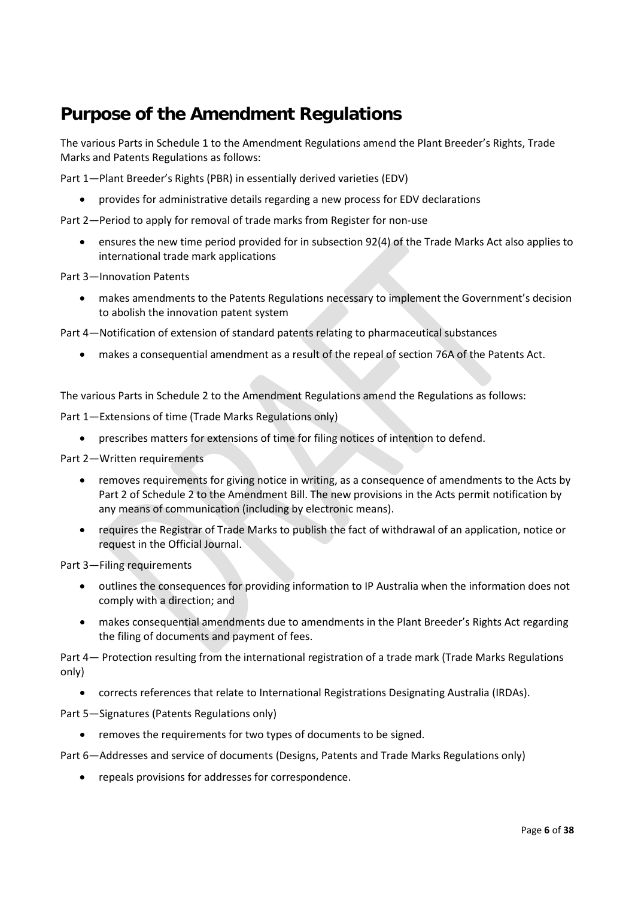## Purpose of the Amendment Regulations

The various Parts in Schedule 1 to the Amendment Regulations amend the Plant Breeder's Rights, Trade Marks and Patents Regulations as follows:

Part 1—Plant Breeder's Rights (PBR) in essentially derived varieties (EDV)

- provides for administrative details regarding a new process for EDV declarations

Part 2—Period to apply for removal of trade marks from Register for non-use

- ensures the new time period provided for in subsection 92(4) of the Trade Marks Act also applies to international trade mark applications

Part 3—Innovation Patents

- makes amendments to the Patents Regulations necessary to implement the Government's decision to abolish the innovation patent system

Part 4—Notification of extension of standard patents relating to pharmaceutical substances

- makes a consequential amendment as a result of the repeal of section 76A of the Patents Act.

The various Parts in Schedule 2 to the Amendment Regulations amend the Regulations as follows:

Part 1—Extensions of time (Trade Marks Regulations only)

- prescribes matters for extensions of time for filing notices of intention to defend.

Part 2—Written requirements

- removes requirements for giving notice in writing, as a consequence of amendments to the Acts by Part 2 of Schedule 2 to the Amendment Bill. The new provisions in the Acts permit notification by any means of communication (including by electronic means).
- requires the Registrar of Trade Marks to publish the fact of withdrawal of an application, notice or request in the Official Journal.

Part 3—Filing requirements

- outlines the consequences for providing information to IP Australia when the information does not comply with a direction; and
- makes consequential amendments due to amendments in the Plant Breeder's Rights Act regarding the filing of documents and payment of fees.

Part 4— Protection resulting from the international registration of a trade mark (Trade Marks Regulations only)

- corrects references that relate to International Registrations Designating Australia (IRDAs).

Part 5—Signatures (Patents Regulations only)

- removes the requirements for two types of documents to be signed.

Part 6—Addresses and service of documents (Designs, Patents and Trade Marks Regulations only)

- repeals provisions for addresses for correspondence.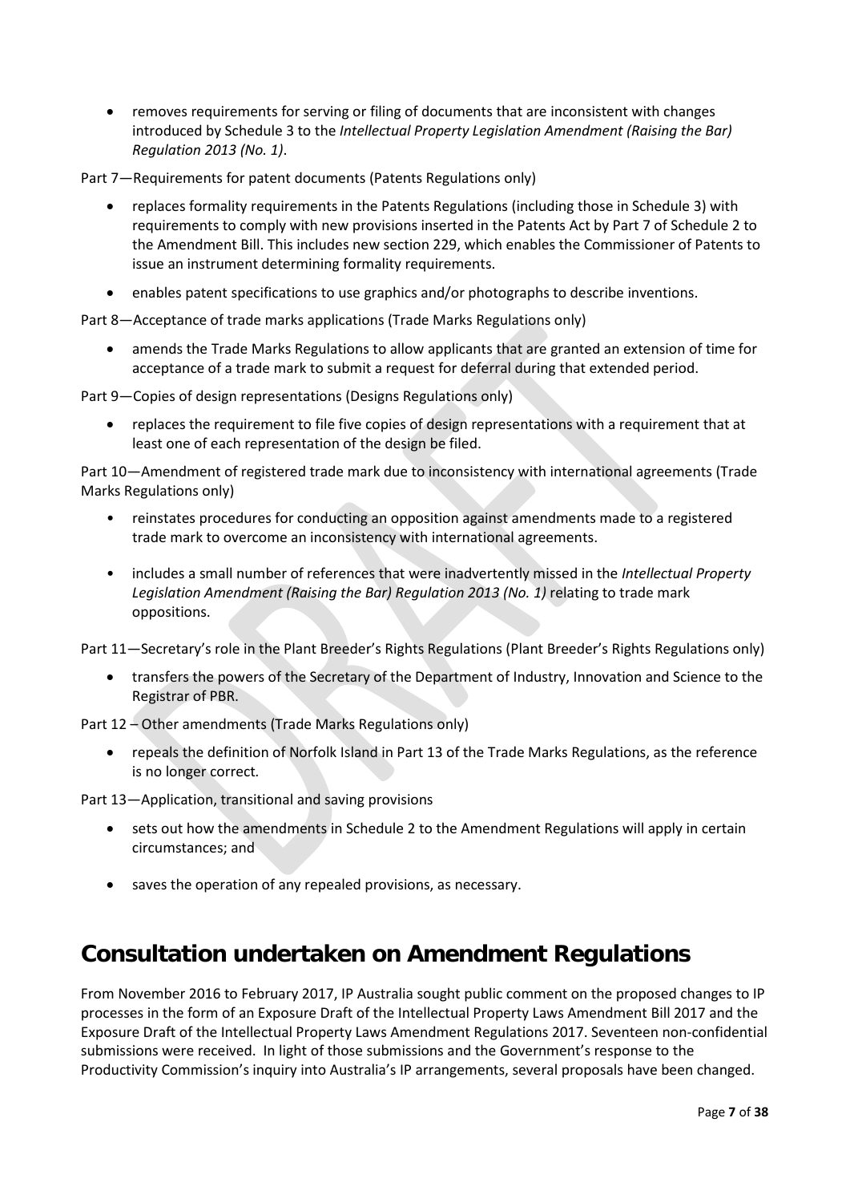- removes requirements for serving or filing of documents that are inconsistent with changes introduced by Schedule 3 to the *Intellectual Property Legislation Amendment (Raising the Bar) Regulation 2013 (No. 1)*.

Part 7—Requirements for patent documents (Patents Regulations only)

- replaces formality requirements in the Patents Regulations (including those in Schedule 3) with requirements to comply with new provisions inserted in the Patents Act by Part 7 of Schedule 2 to the Amendment Bill. This includes new section 229, which enables the Commissioner of Patents to issue an instrument determining formality requirements.
- enables patent specifications to use graphics and/or photographs to describe inventions.

Part 8—Acceptance of trade marks applications (Trade Marks Regulations only)

- amends the Trade Marks Regulations to allow applicants that are granted an extension of time for acceptance of a trade mark to submit a request for deferral during that extended period.

Part 9—Copies of design representations (Designs Regulations only)

- replaces the requirement to file five copies of design representations with a requirement that at least one of each representation of the design be filed.

Part 10—Amendment of registered trade mark due to inconsistency with international agreements (Trade Marks Regulations only)

- reinstates procedures for conducting an opposition against amendments made to a registered trade mark to overcome an inconsistency with international agreements.
- includes a small number of references that were inadvertently missed in the *Intellectual Property Legislation Amendment (Raising the Bar) Regulation 2013 (No. 1)* relating to trade mark oppositions.

Part 11—Secretary's role in the Plant Breeder's Rights Regulations (Plant Breeder's Rights Regulations only)

- transfers the powers of the Secretary of the Department of Industry, Innovation and Science to the Registrar of PBR.

Part 12 – Other amendments (Trade Marks Regulations only)

- repeals the definition of Norfolk Island in Part 13 of the Trade Marks Regulations, as the reference is no longer correct.

Part 13—Application, transitional and saving provisions

- sets out how the amendments in Schedule 2 to the Amendment Regulations will apply in certain circumstances; and
- saves the operation of any repealed provisions, as necessary.

# Consultation undertaken on Amendment Regulations

From November 2016 to February 2017, IP Australia sought public comment on the proposed changes to IP processes in the form of an Exposure Draft of the Intellectual Property Laws Amendment Bill 2017 and the Exposure Draft of the Intellectual Property Laws Amendment Regulations 2017. Seventeen non-confidential submissions were received. In light of those submissions and the Government's response to the Productivity Commission's inquiry into Australia's IP arrangements, several proposals have been changed.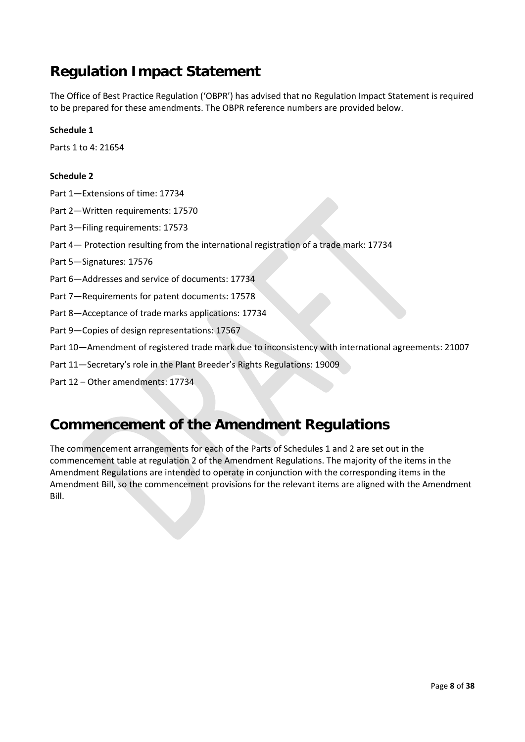## Regulation Impact Statement

The Office of Best Practice Regulation ('OBPR') has advised that no Regulation Impact Statement is required to be prepared for these amendments. The OBPR reference numbers are provided below.

**Schedule 1**

Parts 1 to 4: 21654

**Schedule 2**

Part 1—Extensions of time: 17734

Part 2—Written requirements: 17570

Part 3—Filing requirements: 17573

Part 4— Protection resulting from the international registration of a trade mark: 17734

Part 5—Signatures: 17576

Part 6—Addresses and service of documents: 17734

Part 7—Requirements for patent documents: 17578

Part 8—Acceptance of trade marks applications: 17734

Part 9—Copies of design representations: 17567

Part 10—Amendment of registered trade mark due to inconsistency with international agreements: 21007

Part 11—Secretary's role in the Plant Breeder's Rights Regulations: 19009

Part 12 – Other amendments: 17734

## Commencement of the Amendment Regulations

The commencement arrangements for each of the Parts of Schedules 1 and 2 are set out in the commencement table at regulation 2 of the Amendment Regulations. The majority of the items in the Amendment Regulations are intended to operate in conjunction with the corresponding items in the Amendment Bill, so the commencement provisions for the relevant items are aligned with the Amendment Bill.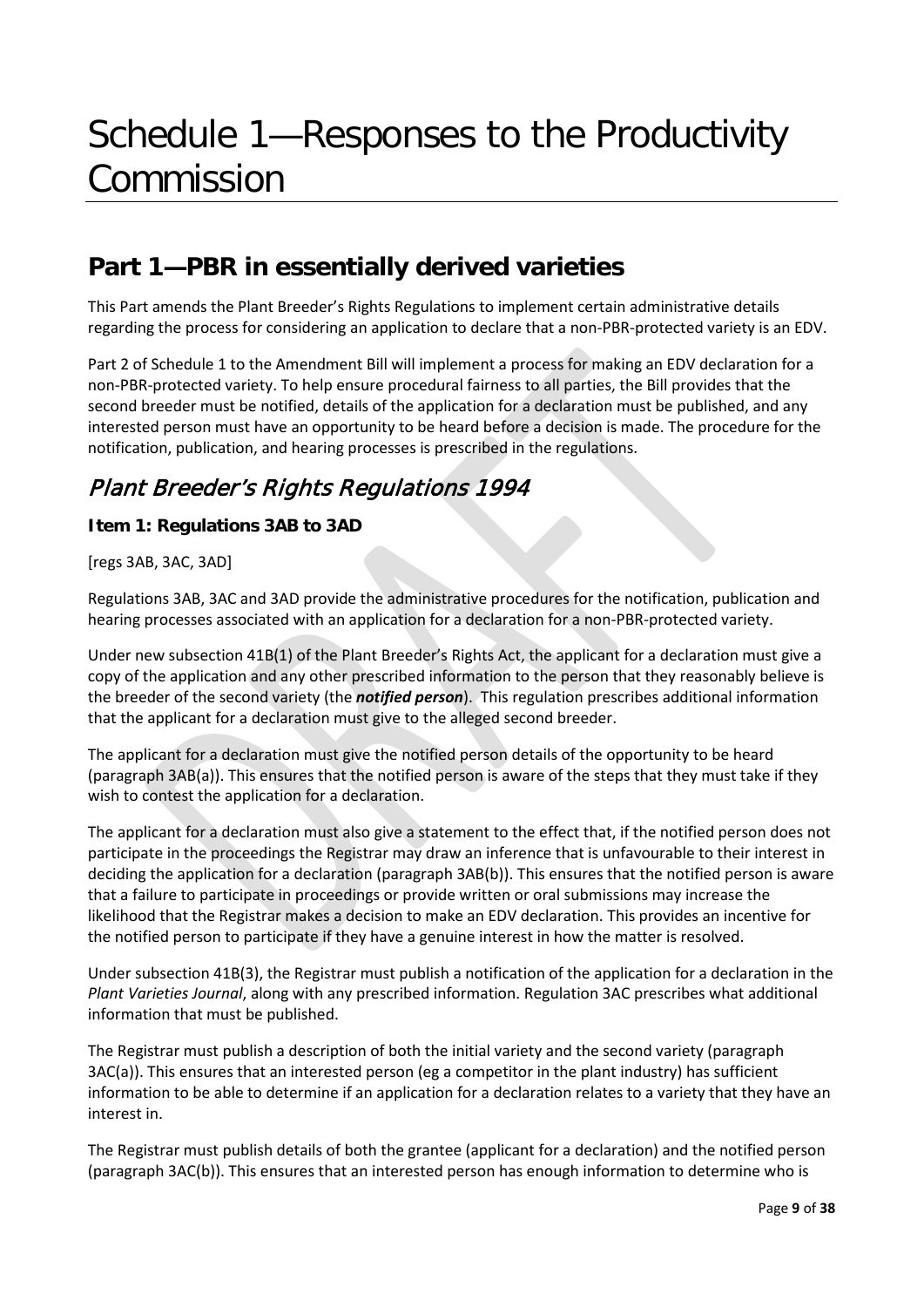# Schedule 1—Responses to the Productivity Commission

## Part 1—PBR in essentially derived varieties

This Part amends the Plant Breeder's Rights Regulations to implement certain administrative details regarding the process for considering an application to declare that a non-PBR-protected variety is an EDV.

Part 2 of Schedule 1 to the Amendment Bill will implement a process for making an EDV declaration for a non-PBR-protected variety. To help ensure procedural fairness to all parties, the Bill provides that the second breeder must be notified, details of the application for a declaration must be published, and any interested person must have an opportunity to be heard before a decision is made. The procedure for the notification, publication, and hearing processes is prescribed in the regulations.

## *Plant Breeder's Rights Regulations 1994*

### Item 1: Regulations 3AB to 3AD

[regs 3AB, 3AC, 3AD]

Regulations 3AB, 3AC and 3AD provide the administrative procedures for the notification, publication and hearing processes associated with an application for a declaration for a non-PBR-protected variety.

Under new subsection 41B(1) of the Plant Breeder's Rights Act, the applicant for a declaration must give a copy of the application and any other prescribed information to the person that they reasonably believe is the breeder of the second variety (the ***notified person***). This regulation prescribes additional information that the applicant for a declaration must give to the alleged second breeder.

The applicant for a declaration must give the notified person details of the opportunity to be heard (paragraph 3AB(a)). This ensures that the notified person is aware of the steps that they must take if they wish to contest the application for a declaration.

The applicant for a declaration must also give a statement to the effect that, if the notified person does not participate in the proceedings the Registrar may draw an inference that is unfavourable to their interest in deciding the application for a declaration (paragraph 3AB(b)). This ensures that the notified person is aware that a failure to participate in proceedings or provide written or oral submissions may increase the likelihood that the Registrar makes a decision to make an EDV declaration. This provides an incentive for the notified person to participate if they have a genuine interest in how the matter is resolved.

Under subsection 41B(3), the Registrar must publish a notification of the application for a declaration in the *Plant Varieties Journal*, along with any prescribed information. Regulation 3AC prescribes what additional information that must be published.

The Registrar must publish a description of both the initial variety and the second variety (paragraph 3AC(a)). This ensures that an interested person (eg a competitor in the plant industry) has sufficient information to be able to determine if an application for a declaration relates to a variety that they have an interest in.

The Registrar must publish details of both the grantee (applicant for a declaration) and the notified person (paragraph 3AC(b)). This ensures that an interested person has enough information to determine who is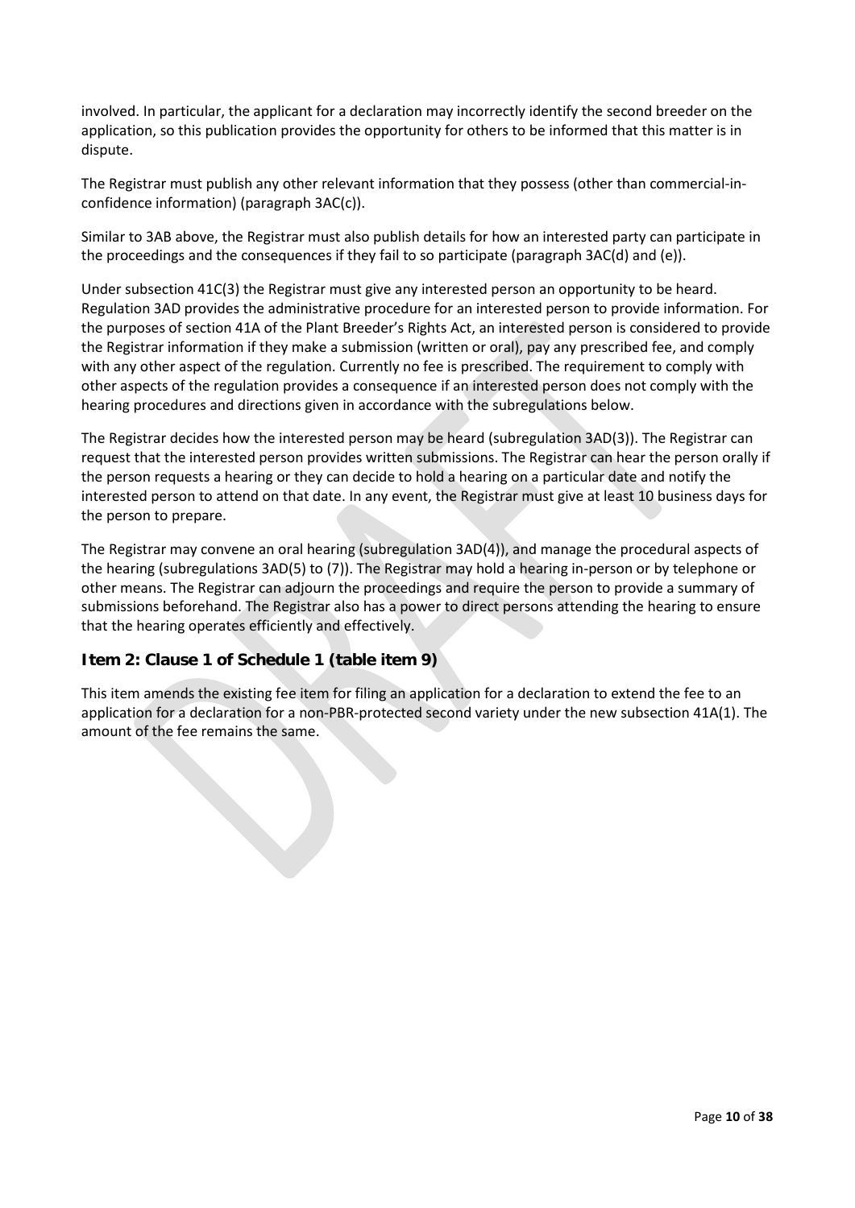involved. In particular, the applicant for a declaration may incorrectly identify the second breeder on the application, so this publication provides the opportunity for others to be informed that this matter is in dispute.

The Registrar must publish any other relevant information that they possess (other than commercial-in-confidence information) (paragraph 3AC(c)).

Similar to 3AB above, the Registrar must also publish details for how an interested party can participate in the proceedings and the consequences if they fail to so participate (paragraph 3AC(d) and (e)).

Under subsection 41C(3) the Registrar must give any interested person an opportunity to be heard. Regulation 3AD provides the administrative procedure for an interested person to provide information. For the purposes of section 41A of the Plant Breeder's Rights Act, an interested person is considered to provide the Registrar information if they make a submission (written or oral), pay any prescribed fee, and comply with any other aspect of the regulation. Currently no fee is prescribed. The requirement to comply with other aspects of the regulation provides a consequence if an interested person does not comply with the hearing procedures and directions given in accordance with the subregulations below.

The Registrar decides how the interested person may be heard (subregulation 3AD(3)). The Registrar can request that the interested person provides written submissions. The Registrar can hear the person orally if the person requests a hearing or they can decide to hold a hearing on a particular date and notify the interested person to attend on that date. In any event, the Registrar must give at least 10 business days for the person to prepare.

The Registrar may convene an oral hearing (subregulation 3AD(4)), and manage the procedural aspects of the hearing (subregulations 3AD(5) to (7)). The Registrar may hold a hearing in-person or by telephone or other means. The Registrar can adjourn the proceedings and require the person to provide a summary of submissions beforehand. The Registrar also has a power to direct persons attending the hearing to ensure that the hearing operates efficiently and effectively.

### Item 2: Clause 1 of Schedule 1 (table item 9)

This item amends the existing fee item for filing an application for a declaration to extend the fee to an application for a declaration for a non-PBR-protected second variety under the new subsection 41A(1). The amount of the fee remains the same.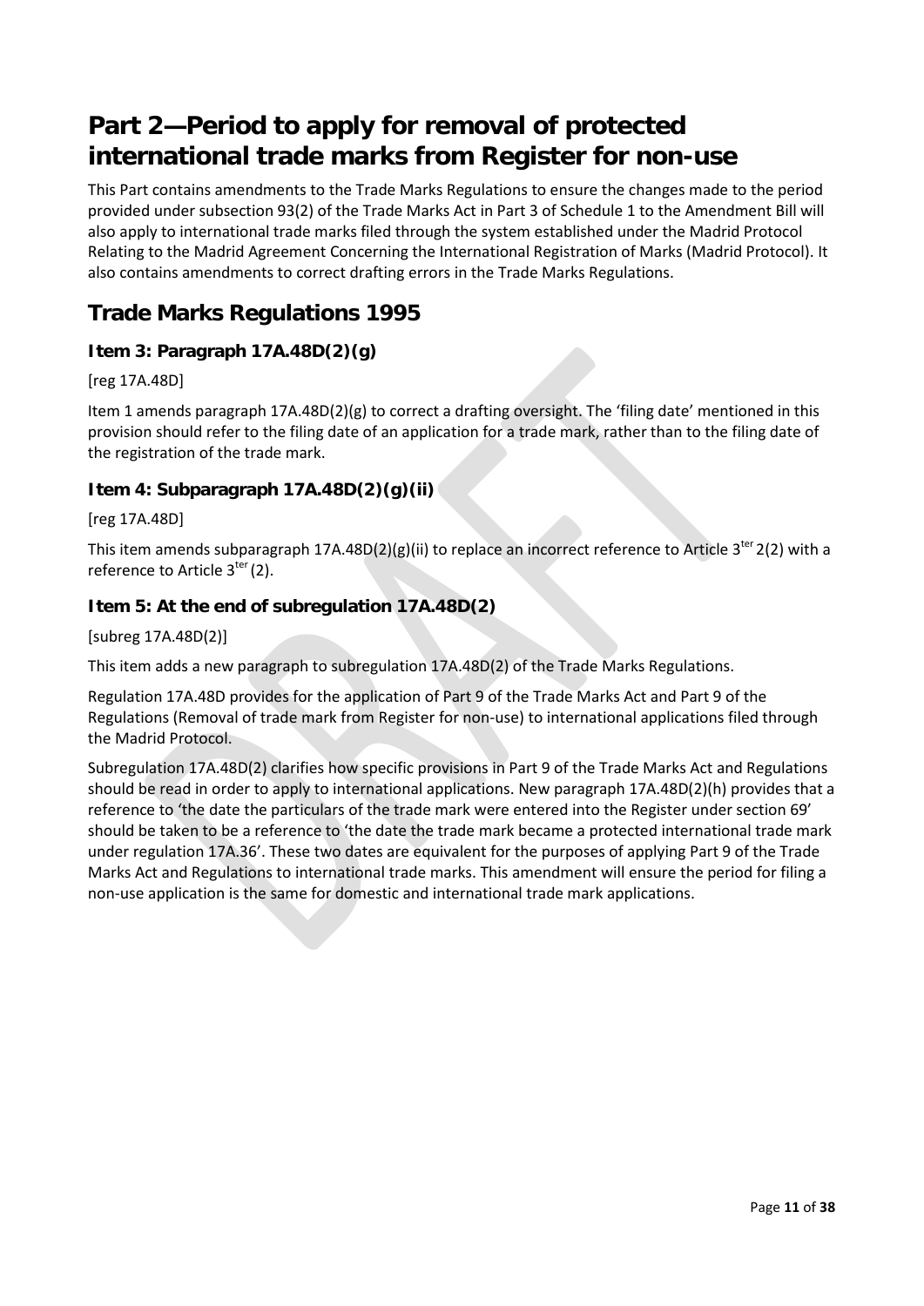# Part 2—Period to apply for removal of protected international trade marks from Register for non-use

This Part contains amendments to the Trade Marks Regulations to ensure the changes made to the period provided under subsection 93(2) of the Trade Marks Act in Part 3 of Schedule 1 to the Amendment Bill will also apply to international trade marks filed through the system established under the Madrid Protocol Relating to the Madrid Agreement Concerning the International Registration of Marks (Madrid Protocol). It also contains amendments to correct drafting errors in the Trade Marks Regulations.

## Trade Marks Regulations 1995

### Item 3: Paragraph 17A.48D(2)(g)

[reg 17A.48D]

Item 1 amends paragraph 17A.48D(2)(g) to correct a drafting oversight. The 'filing date' mentioned in this provision should refer to the filing date of an application for a trade mark, rather than to the filing date of the registration of the trade mark.

### Item 4: Subparagraph 17A.48D(2)(g)(ii)

[reg 17A.48D]

This item amends subparagraph 17A.48D(2)(g)(ii) to replace an incorrect reference to Article 3$^{ter}$ 2(2) with a reference to Article 3$^{ter}$ (2).

### Item 5: At the end of subregulation 17A.48D(2)

[subreg 17A.48D(2)]

This item adds a new paragraph to subregulation 17A.48D(2) of the Trade Marks Regulations.

Regulation 17A.48D provides for the application of Part 9 of the Trade Marks Act and Part 9 of the Regulations (Removal of trade mark from Register for non-use) to international applications filed through the Madrid Protocol.

Subregulation 17A.48D(2) clarifies how specific provisions in Part 9 of the Trade Marks Act and Regulations should be read in order to apply to international applications. New paragraph 17A.48D(2)(h) provides that a reference to 'the date the particulars of the trade mark were entered into the Register under section 69' should be taken to be a reference to 'the date the trade mark became a protected international trade mark under regulation 17A.36'. These two dates are equivalent for the purposes of applying Part 9 of the Trade Marks Act and Regulations to international trade marks. This amendment will ensure the period for filing a non-use application is the same for domestic and international trade mark applications.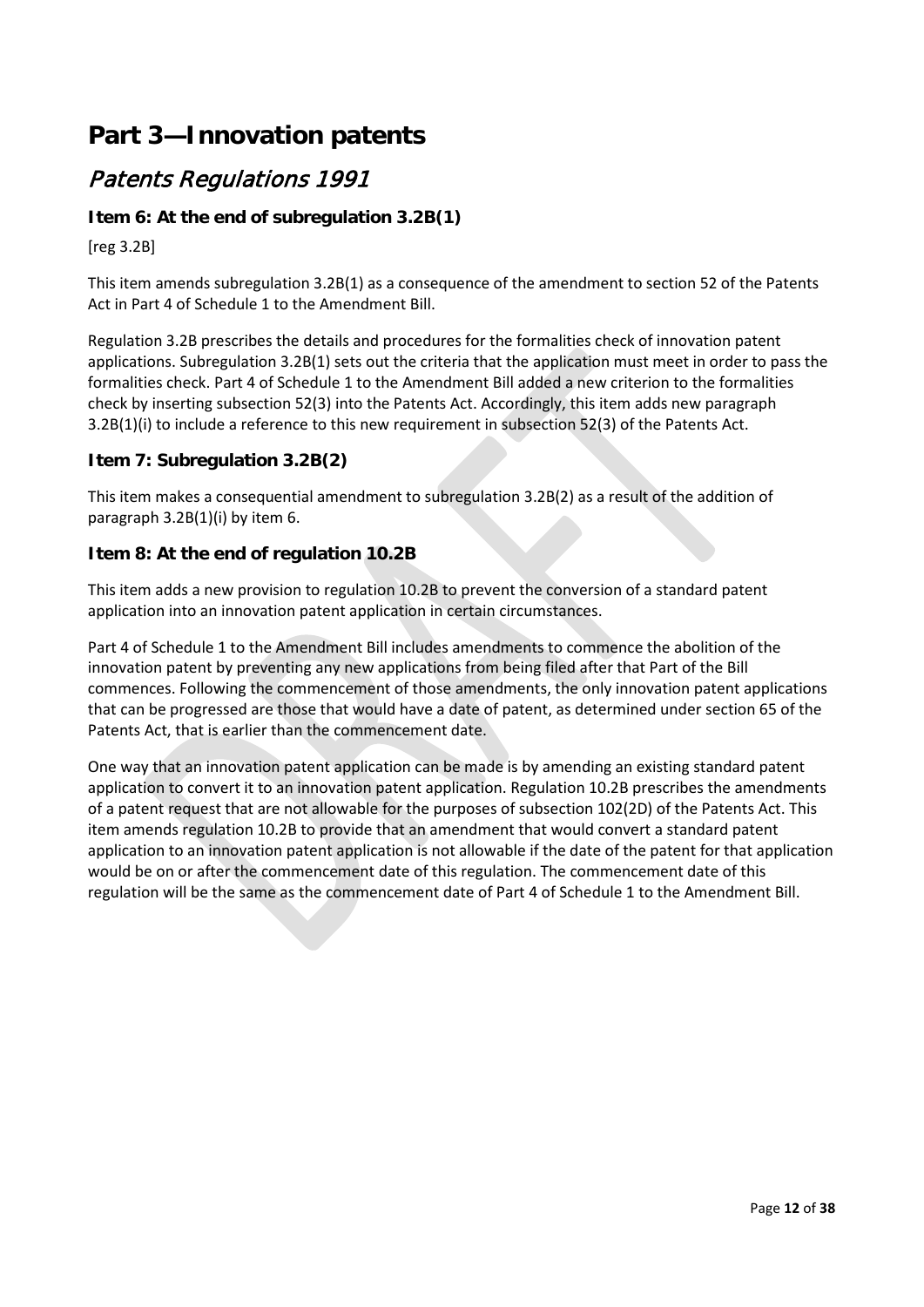# Part 3—Innovation patents

## *Patents Regulations 1991*

### Item 6: At the end of subregulation 3.2B(1)

[reg 3.2B]

This item amends subregulation 3.2B(1) as a consequence of the amendment to section 52 of the Patents Act in Part 4 of Schedule 1 to the Amendment Bill.

Regulation 3.2B prescribes the details and procedures for the formalities check of innovation patent applications. Subregulation 3.2B(1) sets out the criteria that the application must meet in order to pass the formalities check. Part 4 of Schedule 1 to the Amendment Bill added a new criterion to the formalities check by inserting subsection 52(3) into the Patents Act. Accordingly, this item adds new paragraph 3.2B(1)(i) to include a reference to this new requirement in subsection 52(3) of the Patents Act.

### Item 7: Subregulation 3.2B(2)

This item makes a consequential amendment to subregulation 3.2B(2) as a result of the addition of paragraph 3.2B(1)(i) by item 6.

### Item 8: At the end of regulation 10.2B

This item adds a new provision to regulation 10.2B to prevent the conversion of a standard patent application into an innovation patent application in certain circumstances.

Part 4 of Schedule 1 to the Amendment Bill includes amendments to commence the abolition of the innovation patent by preventing any new applications from being filed after that Part of the Bill commences. Following the commencement of those amendments, the only innovation patent applications that can be progressed are those that would have a date of patent, as determined under section 65 of the Patents Act, that is earlier than the commencement date.

One way that an innovation patent application can be made is by amending an existing standard patent application to convert it to an innovation patent application. Regulation 10.2B prescribes the amendments of a patent request that are not allowable for the purposes of subsection 102(2D) of the Patents Act. This item amends regulation 10.2B to provide that an amendment that would convert a standard patent application to an innovation patent application is not allowable if the date of the patent for that application would be on or after the commencement date of this regulation. The commencement date of this regulation will be the same as the commencement date of Part 4 of Schedule 1 to the Amendment Bill.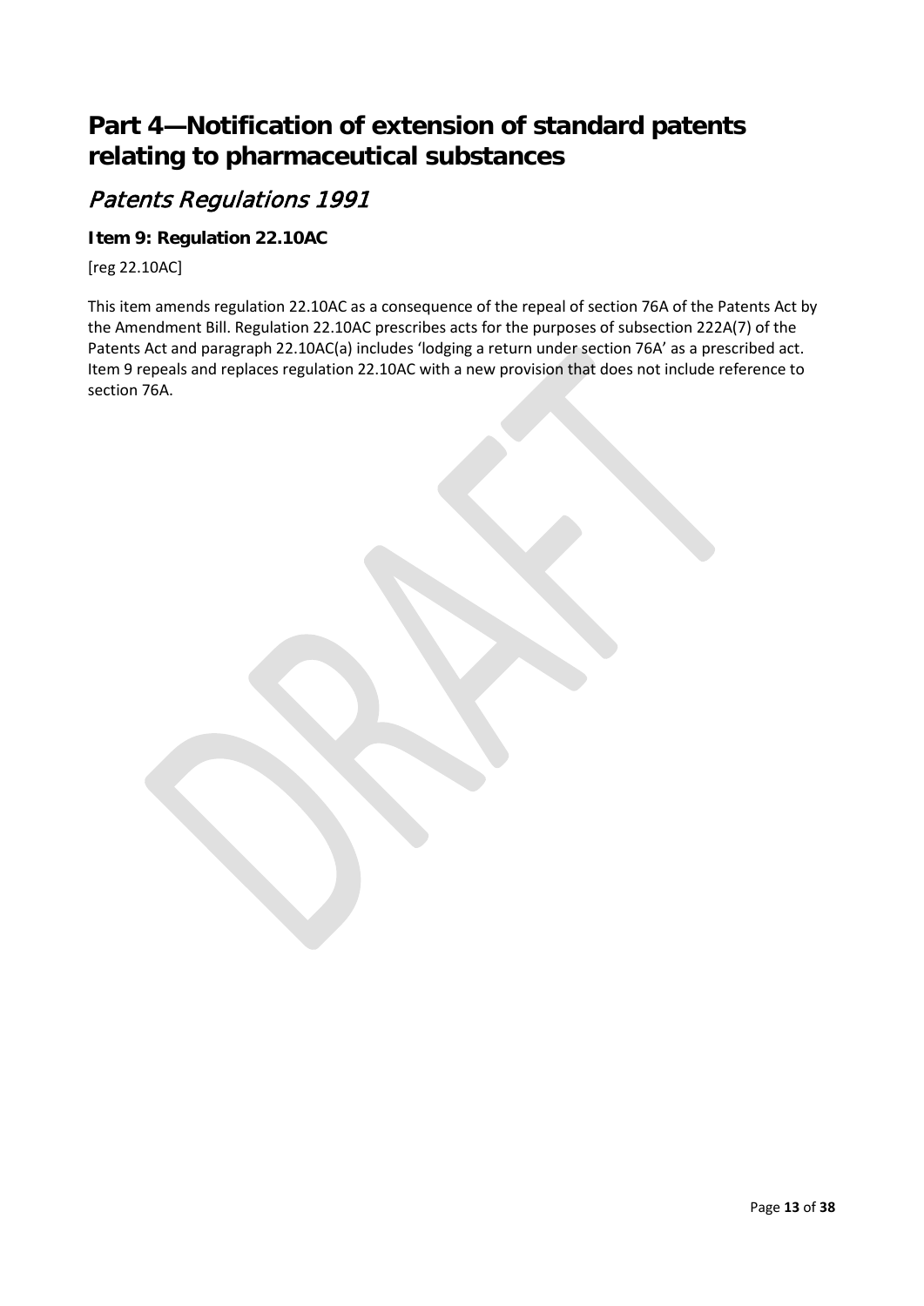# Part 4—Notification of extension of standard patents relating to pharmaceutical substances

## *Patents Regulations 1991*

### Item 9: Regulation 22.10AC

[reg 22.10AC]

This item amends regulation 22.10AC as a consequence of the repeal of section 76A of the Patents Act by the Amendment Bill. Regulation 22.10AC prescribes acts for the purposes of subsection 222A(7) of the Patents Act and paragraph 22.10AC(a) includes 'lodging a return under section 76A' as a prescribed act. Item 9 repeals and replaces regulation 22.10AC with a new provision that does not include reference to section 76A.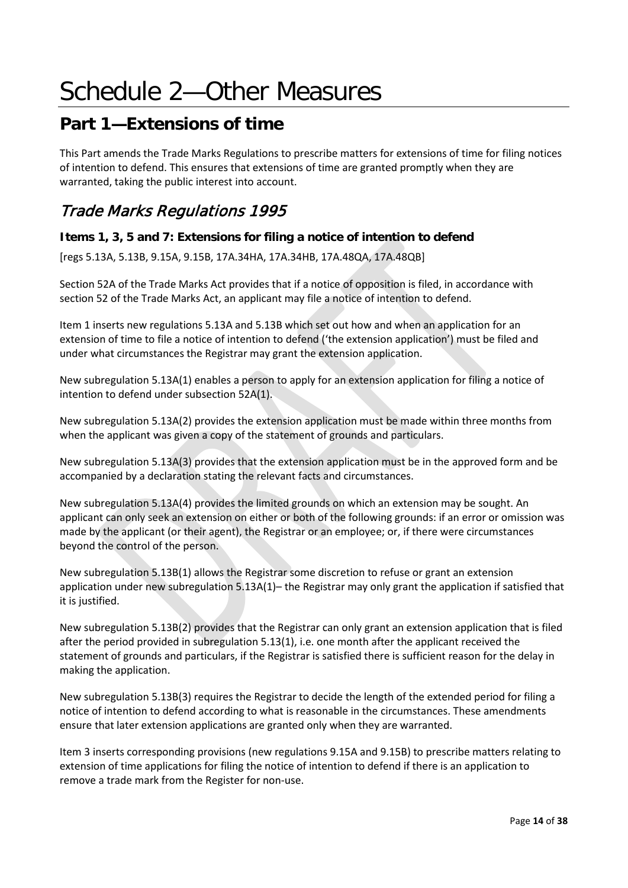# Schedule 2—Other Measures

## Part 1—Extensions of time

This Part amends the Trade Marks Regulations to prescribe matters for extensions of time for filing notices of intention to defend. This ensures that extensions of time are granted promptly when they are warranted, taking the public interest into account.

## *Trade Marks Regulations 1995*

### Items 1, 3, 5 and 7: Extensions for filing a notice of intention to defend

[regs 5.13A, 5.13B, 9.15A, 9.15B, 17A.34HA, 17A.34HB, 17A.48QA, 17A.48QB]

Section 52A of the Trade Marks Act provides that if a notice of opposition is filed, in accordance with section 52 of the Trade Marks Act, an applicant may file a notice of intention to defend.

Item 1 inserts new regulations 5.13A and 5.13B which set out how and when an application for an extension of time to file a notice of intention to defend ('the extension application') must be filed and under what circumstances the Registrar may grant the extension application.

New subregulation 5.13A(1) enables a person to apply for an extension application for filing a notice of intention to defend under subsection 52A(1).

New subregulation 5.13A(2) provides the extension application must be made within three months from when the applicant was given a copy of the statement of grounds and particulars.

New subregulation 5.13A(3) provides that the extension application must be in the approved form and be accompanied by a declaration stating the relevant facts and circumstances.

New subregulation 5.13A(4) provides the limited grounds on which an extension may be sought. An applicant can only seek an extension on either or both of the following grounds: if an error or omission was made by the applicant (or their agent), the Registrar or an employee; or, if there were circumstances beyond the control of the person.

New subregulation 5.13B(1) allows the Registrar some discretion to refuse or grant an extension application under new subregulation 5.13A(1)– the Registrar may only grant the application if satisfied that it is justified.

New subregulation 5.13B(2) provides that the Registrar can only grant an extension application that is filed after the period provided in subregulation 5.13(1), i.e. one month after the applicant received the statement of grounds and particulars, if the Registrar is satisfied there is sufficient reason for the delay in making the application.

New subregulation 5.13B(3) requires the Registrar to decide the length of the extended period for filing a notice of intention to defend according to what is reasonable in the circumstances. These amendments ensure that later extension applications are granted only when they are warranted.

Item 3 inserts corresponding provisions (new regulations 9.15A and 9.15B) to prescribe matters relating to extension of time applications for filing the notice of intention to defend if there is an application to remove a trade mark from the Register for non-use.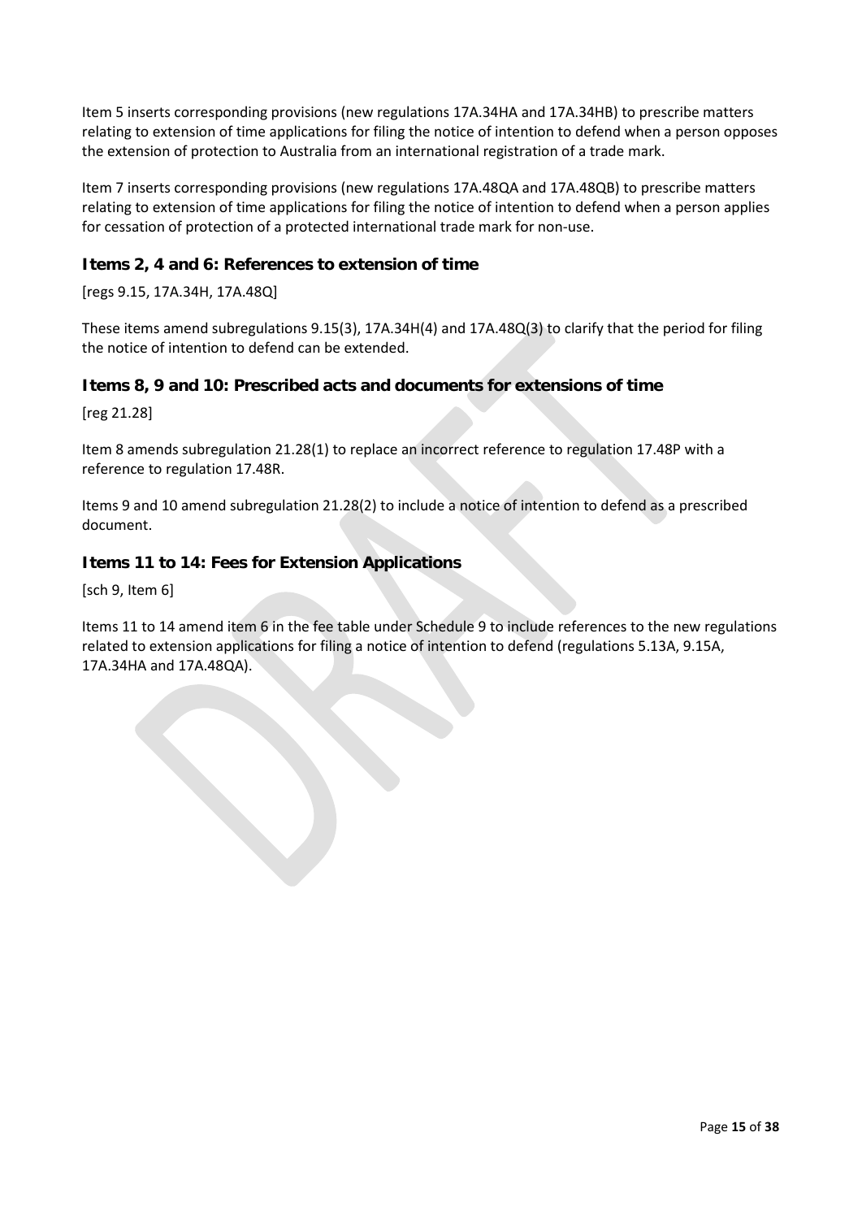Item 5 inserts corresponding provisions (new regulations 17A.34HA and 17A.34HB) to prescribe matters relating to extension of time applications for filing the notice of intention to defend when a person opposes the extension of protection to Australia from an international registration of a trade mark.

Item 7 inserts corresponding provisions (new regulations 17A.48QA and 17A.48QB) to prescribe matters relating to extension of time applications for filing the notice of intention to defend when a person applies for cessation of protection of a protected international trade mark for non-use.

### Items 2, 4 and 6: References to extension of time

[regs 9.15, 17A.34H, 17A.48Q]

These items amend subregulations 9.15(3), 17A.34H(4) and 17A.48Q(3) to clarify that the period for filing the notice of intention to defend can be extended.

### Items 8, 9 and 10: Prescribed acts and documents for extensions of time

[reg 21.28]

Item 8 amends subregulation 21.28(1) to replace an incorrect reference to regulation 17.48P with a reference to regulation 17.48R.

Items 9 and 10 amend subregulation 21.28(2) to include a notice of intention to defend as a prescribed document.

### Items 11 to 14: Fees for Extension Applications

[sch 9, Item 6]

Items 11 to 14 amend item 6 in the fee table under Schedule 9 to include references to the new regulations related to extension applications for filing a notice of intention to defend (regulations 5.13A, 9.15A, 17A.34HA and 17A.48QA).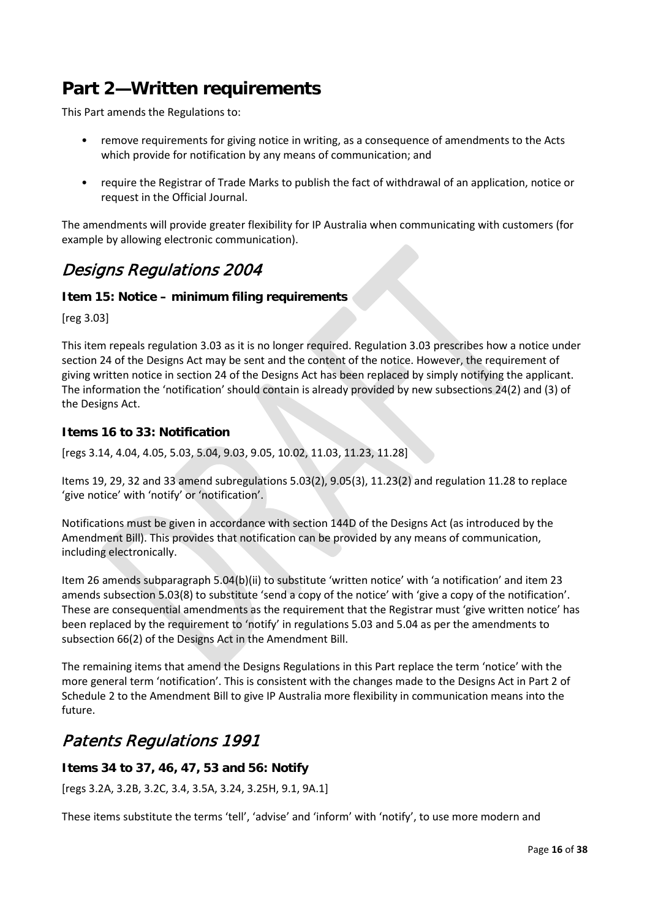# Part 2—Written requirements

This Part amends the Regulations to:

- remove requirements for giving notice in writing, as a consequence of amendments to the Acts which provide for notification by any means of communication; and
- require the Registrar of Trade Marks to publish the fact of withdrawal of an application, notice or request in the Official Journal.

The amendments will provide greater flexibility for IP Australia when communicating with customers (for example by allowing electronic communication).

## *Designs Regulations 2004*

### Item 15: Notice – minimum filing requirements

[reg 3.03]

This item repeals regulation 3.03 as it is no longer required. Regulation 3.03 prescribes how a notice under section 24 of the Designs Act may be sent and the content of the notice. However, the requirement of giving written notice in section 24 of the Designs Act has been replaced by simply notifying the applicant. The information the 'notification' should contain is already provided by new subsections 24(2) and (3) of the Designs Act.

### Items 16 to 33: Notification

[regs 3.14, 4.04, 4.05, 5.03, 5.04, 9.03, 9.05, 10.02, 11.03, 11.23, 11.28]

Items 19, 29, 32 and 33 amend subregulations 5.03(2), 9.05(3), 11.23(2) and regulation 11.28 to replace 'give notice' with 'notify' or 'notification'.

Notifications must be given in accordance with section 144D of the Designs Act (as introduced by the Amendment Bill). This provides that notification can be provided by any means of communication, including electronically.

Item 26 amends subparagraph 5.04(b)(ii) to substitute 'written notice' with 'a notification' and item 23 amends subsection 5.03(8) to substitute 'send a copy of the notice' with 'give a copy of the notification'. These are consequential amendments as the requirement that the Registrar must 'give written notice' has been replaced by the requirement to 'notify' in regulations 5.03 and 5.04 as per the amendments to subsection 66(2) of the Designs Act in the Amendment Bill.

The remaining items that amend the Designs Regulations in this Part replace the term 'notice' with the more general term 'notification'. This is consistent with the changes made to the Designs Act in Part 2 of Schedule 2 to the Amendment Bill to give IP Australia more flexibility in communication means into the future.

## *Patents Regulations 1991*

### Items 34 to 37, 46, 47, 53 and 56: Notify

[regs 3.2A, 3.2B, 3.2C, 3.4, 3.5A, 3.24, 3.25H, 9.1, 9A.1]

These items substitute the terms 'tell', 'advise' and 'inform' with 'notify', to use more modern and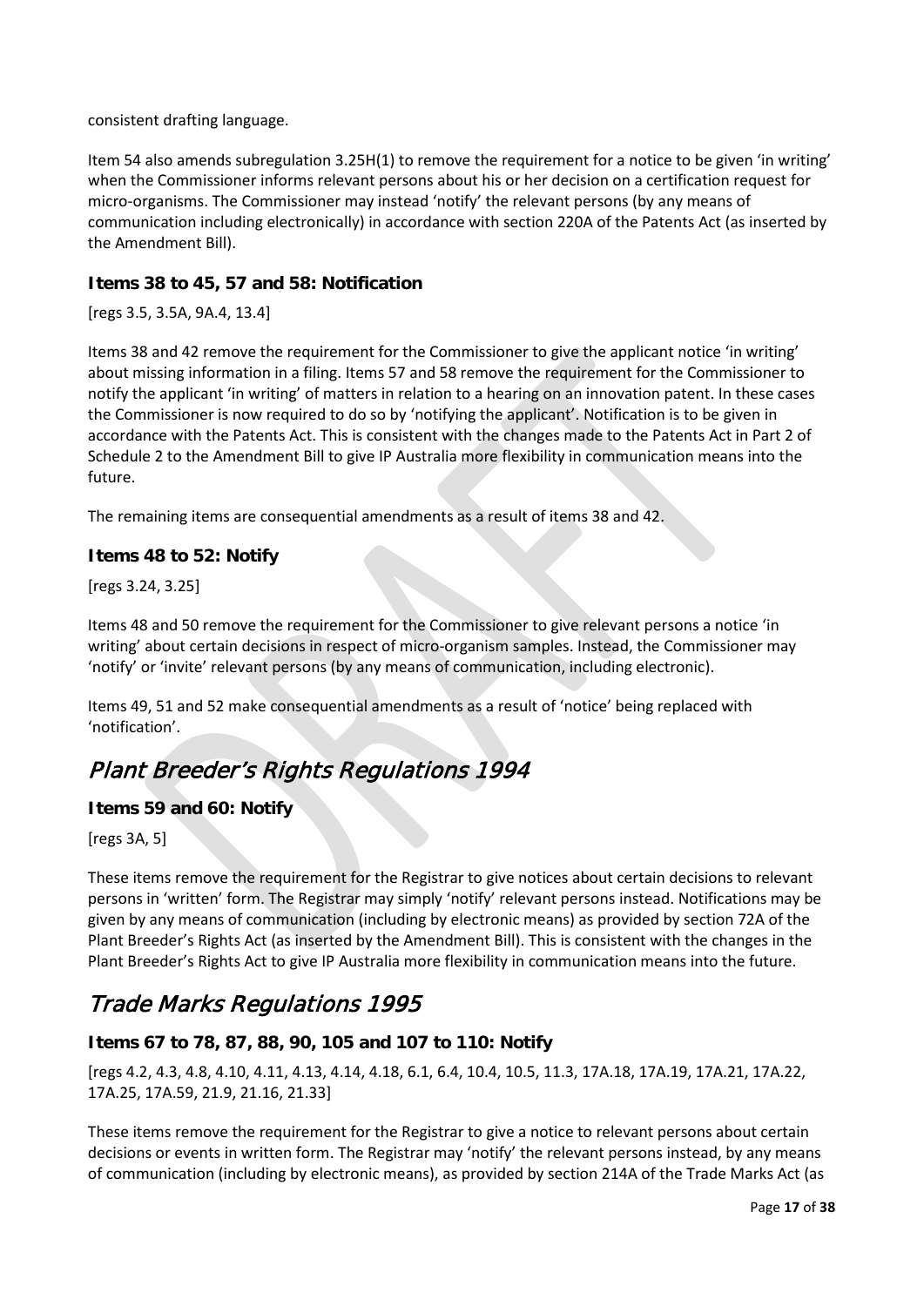consistent drafting language.

Item 54 also amends subregulation 3.25H(1) to remove the requirement for a notice to be given 'in writing' when the Commissioner informs relevant persons about his or her decision on a certification request for micro-organisms. The Commissioner may instead 'notify' the relevant persons (by any means of communication including electronically) in accordance with section 220A of the Patents Act (as inserted by the Amendment Bill).

### Items 38 to 45, 57 and 58: Notification

[regs 3.5, 3.5A, 9A.4, 13.4]

Items 38 and 42 remove the requirement for the Commissioner to give the applicant notice 'in writing' about missing information in a filing. Items 57 and 58 remove the requirement for the Commissioner to notify the applicant 'in writing' of matters in relation to a hearing on an innovation patent. In these cases the Commissioner is now required to do so by 'notifying the applicant'. Notification is to be given in accordance with the Patents Act. This is consistent with the changes made to the Patents Act in Part 2 of Schedule 2 to the Amendment Bill to give IP Australia more flexibility in communication means into the future.

The remaining items are consequential amendments as a result of items 38 and 42.

### Items 48 to 52: Notify

[regs 3.24, 3.25]

Items 48 and 50 remove the requirement for the Commissioner to give relevant persons a notice 'in writing' about certain decisions in respect of micro-organism samples. Instead, the Commissioner may 'notify' or 'invite' relevant persons (by any means of communication, including electronic).

Items 49, 51 and 52 make consequential amendments as a result of 'notice' being replaced with 'notification'.

## *Plant Breeder's Rights Regulations 1994*

### Items 59 and 60: Notify

[regs 3A, 5]

These items remove the requirement for the Registrar to give notices about certain decisions to relevant persons in 'written' form. The Registrar may simply 'notify' relevant persons instead. Notifications may be given by any means of communication (including by electronic means) as provided by section 72A of the Plant Breeder's Rights Act (as inserted by the Amendment Bill). This is consistent with the changes in the Plant Breeder's Rights Act to give IP Australia more flexibility in communication means into the future.

## *Trade Marks Regulations 1995*

### Items 67 to 78, 87, 88, 90, 105 and 107 to 110: Notify

[regs 4.2, 4.3, 4.8, 4.10, 4.11, 4.13, 4.14, 4.18, 6.1, 6.4, 10.4, 10.5, 11.3, 17A.18, 17A.19, 17A.21, 17A.22, 17A.25, 17A.59, 21.9, 21.16, 21.33]

These items remove the requirement for the Registrar to give a notice to relevant persons about certain decisions or events in written form. The Registrar may 'notify' the relevant persons instead, by any means of communication (including by electronic means), as provided by section 214A of the Trade Marks Act (as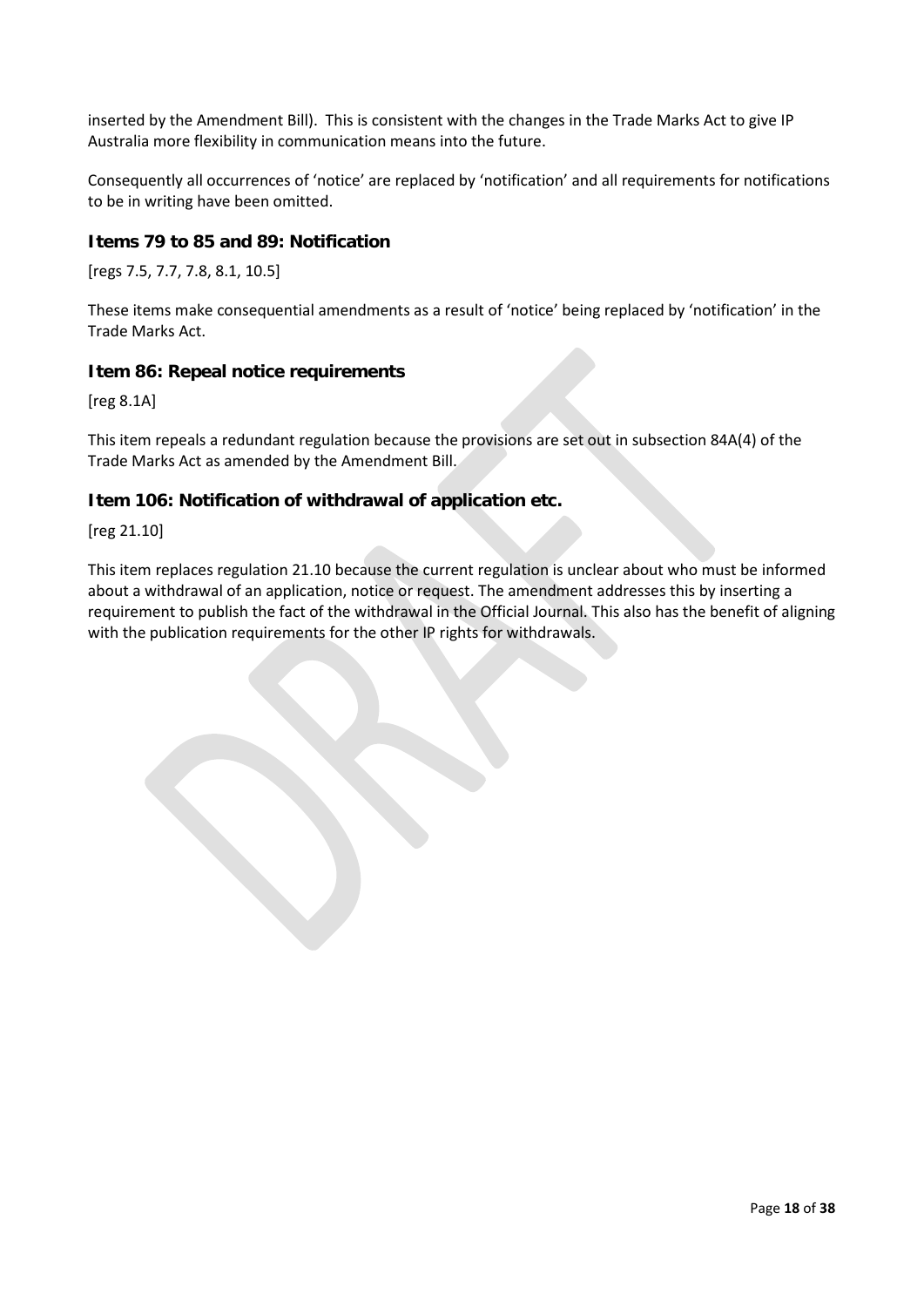inserted by the Amendment Bill). This is consistent with the changes in the Trade Marks Act to give IP Australia more flexibility in communication means into the future.

Consequently all occurrences of 'notice' are replaced by 'notification' and all requirements for notifications to be in writing have been omitted.

### Items 79 to 85 and 89: Notification

[regs 7.5, 7.7, 7.8, 8.1, 10.5]

These items make consequential amendments as a result of 'notice' being replaced by 'notification' in the Trade Marks Act.

### Item 86: Repeal notice requirements

[reg 8.1A]

This item repeals a redundant regulation because the provisions are set out in subsection 84A(4) of the Trade Marks Act as amended by the Amendment Bill.

### Item 106: Notification of withdrawal of application etc.

[reg 21.10]

This item replaces regulation 21.10 because the current regulation is unclear about who must be informed about a withdrawal of an application, notice or request. The amendment addresses this by inserting a requirement to publish the fact of the withdrawal in the Official Journal. This also has the benefit of aligning with the publication requirements for the other IP rights for withdrawals.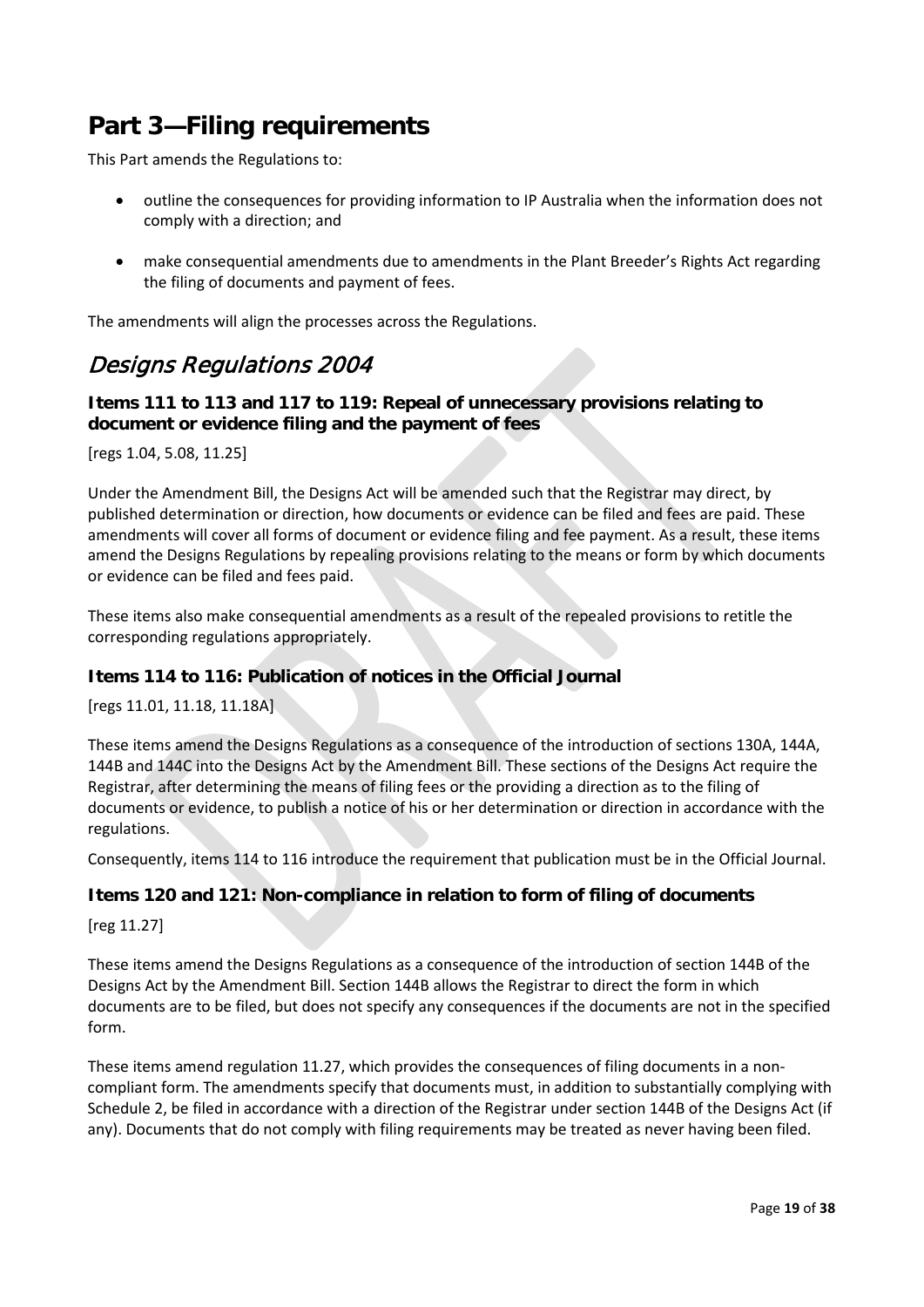# Part 3—Filing requirements

This Part amends the Regulations to:

- outline the consequences for providing information to IP Australia when the information does not comply with a direction; and
- make consequential amendments due to amendments in the Plant Breeder's Rights Act regarding the filing of documents and payment of fees.

The amendments will align the processes across the Regulations.

## *Designs Regulations 2004*

### Items 111 to 113 and 117 to 119: Repeal of unnecessary provisions relating to document or evidence filing and the payment of fees

[regs 1.04, 5.08, 11.25]

Under the Amendment Bill, the Designs Act will be amended such that the Registrar may direct, by published determination or direction, how documents or evidence can be filed and fees are paid. These amendments will cover all forms of document or evidence filing and fee payment. As a result, these items amend the Designs Regulations by repealing provisions relating to the means or form by which documents or evidence can be filed and fees paid.

These items also make consequential amendments as a result of the repealed provisions to retitle the corresponding regulations appropriately.

### Items 114 to 116: Publication of notices in the Official Journal

[regs 11.01, 11.18, 11.18A]

These items amend the Designs Regulations as a consequence of the introduction of sections 130A, 144A, 144B and 144C into the Designs Act by the Amendment Bill. These sections of the Designs Act require the Registrar, after determining the means of filing fees or the providing a direction as to the filing of documents or evidence, to publish a notice of his or her determination or direction in accordance with the regulations.

Consequently, items 114 to 116 introduce the requirement that publication must be in the Official Journal.

### Items 120 and 121: Non-compliance in relation to form of filing of documents

[reg 11.27]

These items amend the Designs Regulations as a consequence of the introduction of section 144B of the Designs Act by the Amendment Bill. Section 144B allows the Registrar to direct the form in which documents are to be filed, but does not specify any consequences if the documents are not in the specified form.

These items amend regulation 11.27, which provides the consequences of filing documents in a non-compliant form. The amendments specify that documents must, in addition to substantially complying with Schedule 2, be filed in accordance with a direction of the Registrar under section 144B of the Designs Act (if any). Documents that do not comply with filing requirements may be treated as never having been filed.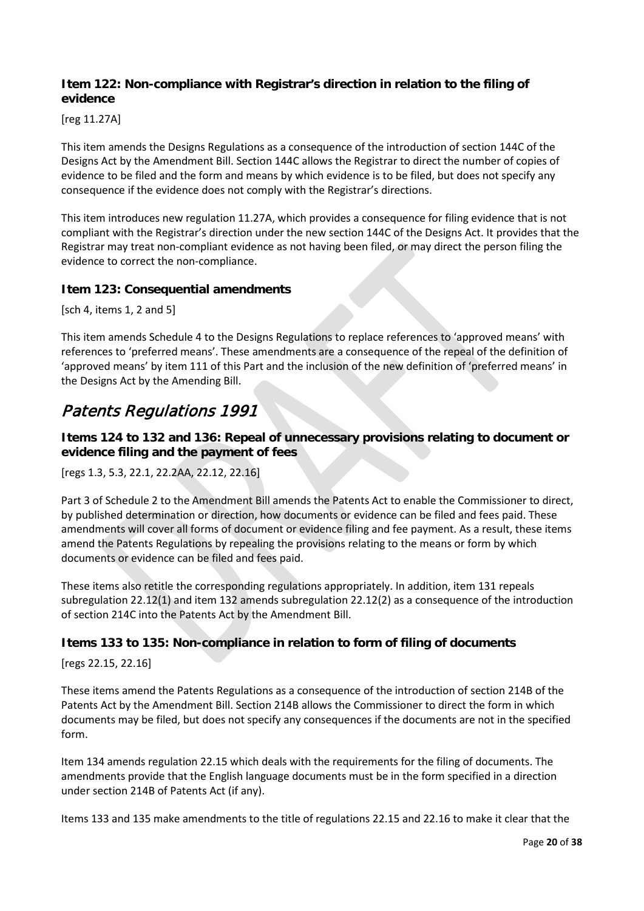### Item 122: Non-compliance with Registrar's direction in relation to the filing of evidence

[reg 11.27A]

This item amends the Designs Regulations as a consequence of the introduction of section 144C of the Designs Act by the Amendment Bill. Section 144C allows the Registrar to direct the number of copies of evidence to be filed and the form and means by which evidence is to be filed, but does not specify any consequence if the evidence does not comply with the Registrar's directions.

This item introduces new regulation 11.27A, which provides a consequence for filing evidence that is not compliant with the Registrar's direction under the new section 144C of the Designs Act. It provides that the Registrar may treat non-compliant evidence as not having been filed, or may direct the person filing the evidence to correct the non-compliance.

### Item 123: Consequential amendments

[sch 4, items 1, 2 and 5]

This item amends Schedule 4 to the Designs Regulations to replace references to 'approved means' with references to 'preferred means'. These amendments are a consequence of the repeal of the definition of 'approved means' by item 111 of this Part and the inclusion of the new definition of 'preferred means' in the Designs Act by the Amending Bill.

## *Patents Regulations 1991*

### Items 124 to 132 and 136: Repeal of unnecessary provisions relating to document or evidence filing and the payment of fees

[regs 1.3, 5.3, 22.1, 22.2AA, 22.12, 22.16]

Part 3 of Schedule 2 to the Amendment Bill amends the Patents Act to enable the Commissioner to direct, by published determination or direction, how documents or evidence can be filed and fees paid. These amendments will cover all forms of document or evidence filing and fee payment. As a result, these items amend the Patents Regulations by repealing the provisions relating to the means or form by which documents or evidence can be filed and fees paid.

These items also retitle the corresponding regulations appropriately. In addition, item 131 repeals subregulation 22.12(1) and item 132 amends subregulation 22.12(2) as a consequence of the introduction of section 214C into the Patents Act by the Amendment Bill.

### Items 133 to 135: Non-compliance in relation to form of filing of documents

[regs 22.15, 22.16]

These items amend the Patents Regulations as a consequence of the introduction of section 214B of the Patents Act by the Amendment Bill. Section 214B allows the Commissioner to direct the form in which documents may be filed, but does not specify any consequences if the documents are not in the specified form.

Item 134 amends regulation 22.15 which deals with the requirements for the filing of documents. The amendments provide that the English language documents must be in the form specified in a direction under section 214B of Patents Act (if any).

Items 133 and 135 make amendments to the title of regulations 22.15 and 22.16 to make it clear that the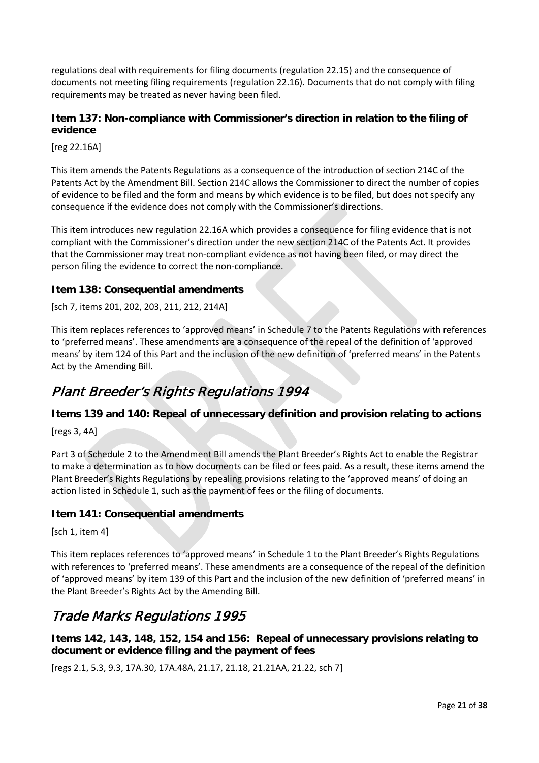regulations deal with requirements for filing documents (regulation 22.15) and the consequence of documents not meeting filing requirements (regulation 22.16). Documents that do not comply with filing requirements may be treated as never having been filed.

### Item 137: Non-compliance with Commissioner's direction in relation to the filing of evidence

[reg 22.16A]

This item amends the Patents Regulations as a consequence of the introduction of section 214C of the Patents Act by the Amendment Bill. Section 214C allows the Commissioner to direct the number of copies of evidence to be filed and the form and means by which evidence is to be filed, but does not specify any consequence if the evidence does not comply with the Commissioner's directions.

This item introduces new regulation 22.16A which provides a consequence for filing evidence that is not compliant with the Commissioner's direction under the new section 214C of the Patents Act. It provides that the Commissioner may treat non-compliant evidence as not having been filed, or may direct the person filing the evidence to correct the non-compliance.

### Item 138: Consequential amendments

[sch 7, items 201, 202, 203, 211, 212, 214A]

This item replaces references to 'approved means' in Schedule 7 to the Patents Regulations with references to 'preferred means'. These amendments are a consequence of the repeal of the definition of 'approved means' by item 124 of this Part and the inclusion of the new definition of 'preferred means' in the Patents Act by the Amending Bill.

## *Plant Breeder's Rights Regulations 1994*

### Items 139 and 140: Repeal of unnecessary definition and provision relating to actions

[regs 3, 4A]

Part 3 of Schedule 2 to the Amendment Bill amends the Plant Breeder's Rights Act to enable the Registrar to make a determination as to how documents can be filed or fees paid. As a result, these items amend the Plant Breeder's Rights Regulations by repealing provisions relating to the 'approved means' of doing an action listed in Schedule 1, such as the payment of fees or the filing of documents.

### Item 141: Consequential amendments

[sch 1, item 4]

This item replaces references to 'approved means' in Schedule 1 to the Plant Breeder's Rights Regulations with references to 'preferred means'. These amendments are a consequence of the repeal of the definition of 'approved means' by item 139 of this Part and the inclusion of the new definition of 'preferred means' in the Plant Breeder's Rights Act by the Amending Bill.

## *Trade Marks Regulations 1995*

### Items 142, 143, 148, 152, 154 and 156: Repeal of unnecessary provisions relating to document or evidence filing and the payment of fees

[regs 2.1, 5.3, 9.3, 17A.30, 17A.48A, 21.17, 21.18, 21.21AA, 21.22, sch 7]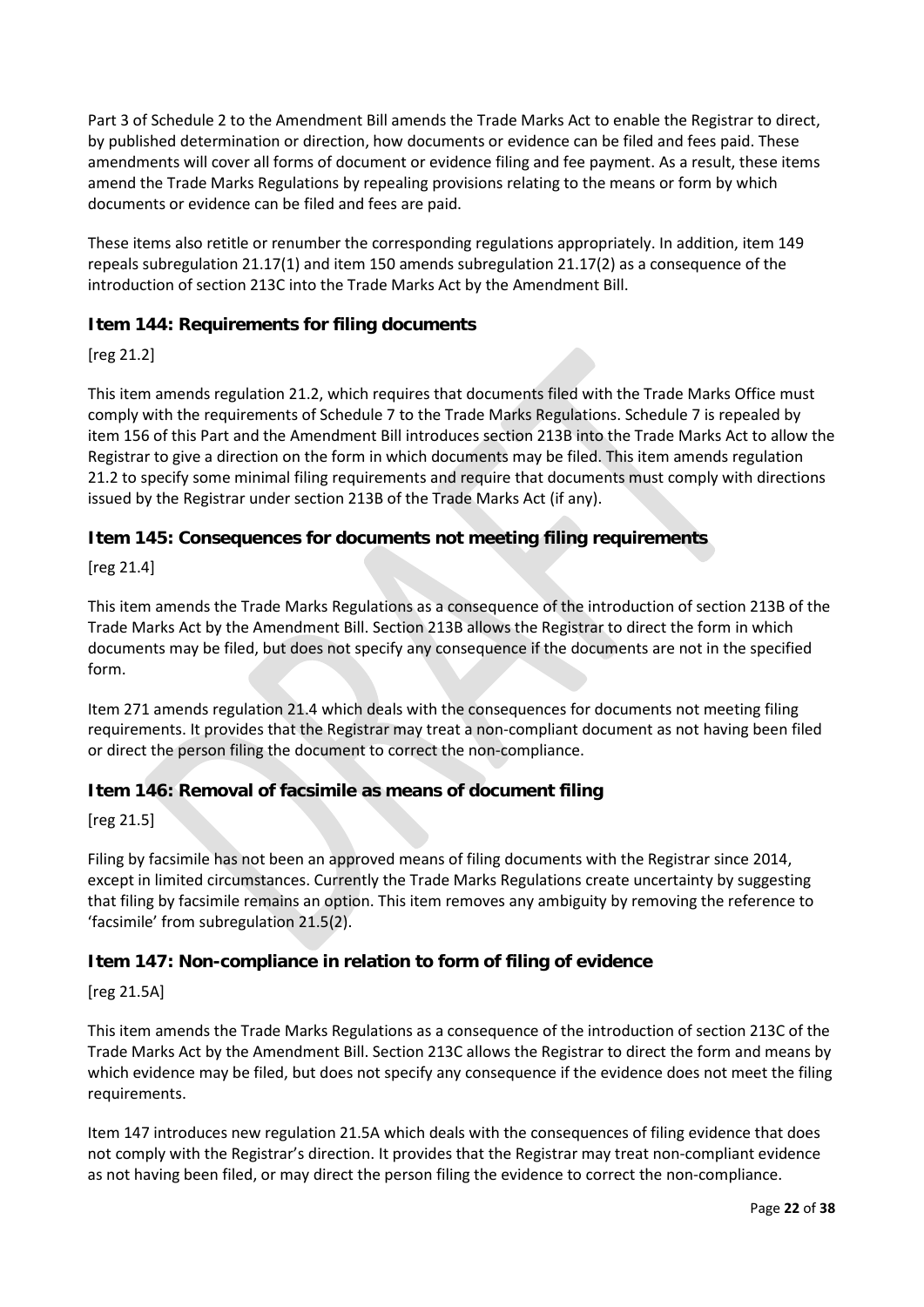Part 3 of Schedule 2 to the Amendment Bill amends the Trade Marks Act to enable the Registrar to direct, by published determination or direction, how documents or evidence can be filed and fees paid. These amendments will cover all forms of document or evidence filing and fee payment. As a result, these items amend the Trade Marks Regulations by repealing provisions relating to the means or form by which documents or evidence can be filed and fees are paid.

These items also retitle or renumber the corresponding regulations appropriately. In addition, item 149 repeals subregulation 21.17(1) and item 150 amends subregulation 21.17(2) as a consequence of the introduction of section 213C into the Trade Marks Act by the Amendment Bill.

### Item 144: Requirements for filing documents

[reg 21.2]

This item amends regulation 21.2, which requires that documents filed with the Trade Marks Office must comply with the requirements of Schedule 7 to the Trade Marks Regulations. Schedule 7 is repealed by item 156 of this Part and the Amendment Bill introduces section 213B into the Trade Marks Act to allow the Registrar to give a direction on the form in which documents may be filed. This item amends regulation 21.2 to specify some minimal filing requirements and require that documents must comply with directions issued by the Registrar under section 213B of the Trade Marks Act (if any).

### Item 145: Consequences for documents not meeting filing requirements

[reg 21.4]

This item amends the Trade Marks Regulations as a consequence of the introduction of section 213B of the Trade Marks Act by the Amendment Bill. Section 213B allows the Registrar to direct the form in which documents may be filed, but does not specify any consequence if the documents are not in the specified form.

Item 271 amends regulation 21.4 which deals with the consequences for documents not meeting filing requirements. It provides that the Registrar may treat a non-compliant document as not having been filed or direct the person filing the document to correct the non-compliance.

### Item 146: Removal of facsimile as means of document filing

[reg 21.5]

Filing by facsimile has not been an approved means of filing documents with the Registrar since 2014, except in limited circumstances. Currently the Trade Marks Regulations create uncertainty by suggesting that filing by facsimile remains an option. This item removes any ambiguity by removing the reference to 'facsimile' from subregulation 21.5(2).

### Item 147: Non-compliance in relation to form of filing of evidence

[reg 21.5A]

This item amends the Trade Marks Regulations as a consequence of the introduction of section 213C of the Trade Marks Act by the Amendment Bill. Section 213C allows the Registrar to direct the form and means by which evidence may be filed, but does not specify any consequence if the evidence does not meet the filing requirements.

Item 147 introduces new regulation 21.5A which deals with the consequences of filing evidence that does not comply with the Registrar's direction. It provides that the Registrar may treat non-compliant evidence as not having been filed, or may direct the person filing the evidence to correct the non-compliance.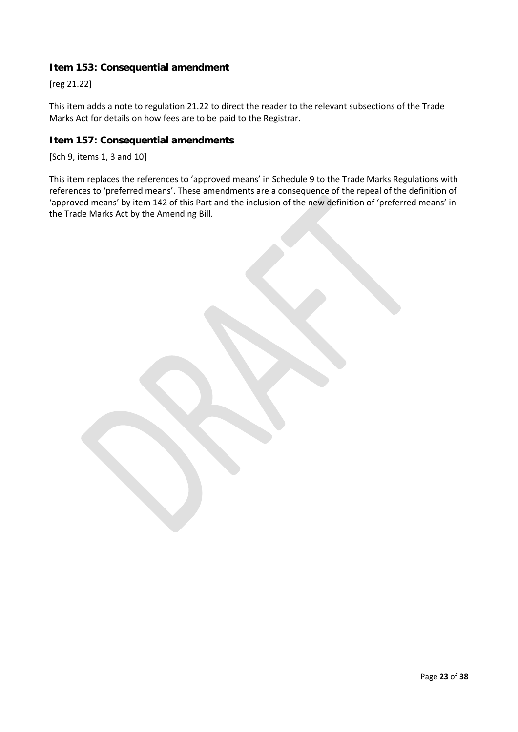### Item 153: Consequential amendment

[reg 21.22]

This item adds a note to regulation 21.22 to direct the reader to the relevant subsections of the Trade Marks Act for details on how fees are to be paid to the Registrar.

### Item 157: Consequential amendments

[Sch 9, items 1, 3 and 10]

This item replaces the references to 'approved means' in Schedule 9 to the Trade Marks Regulations with references to 'preferred means'. These amendments are a consequence of the repeal of the definition of 'approved means' by item 142 of this Part and the inclusion of the new definition of 'preferred means' in the Trade Marks Act by the Amending Bill.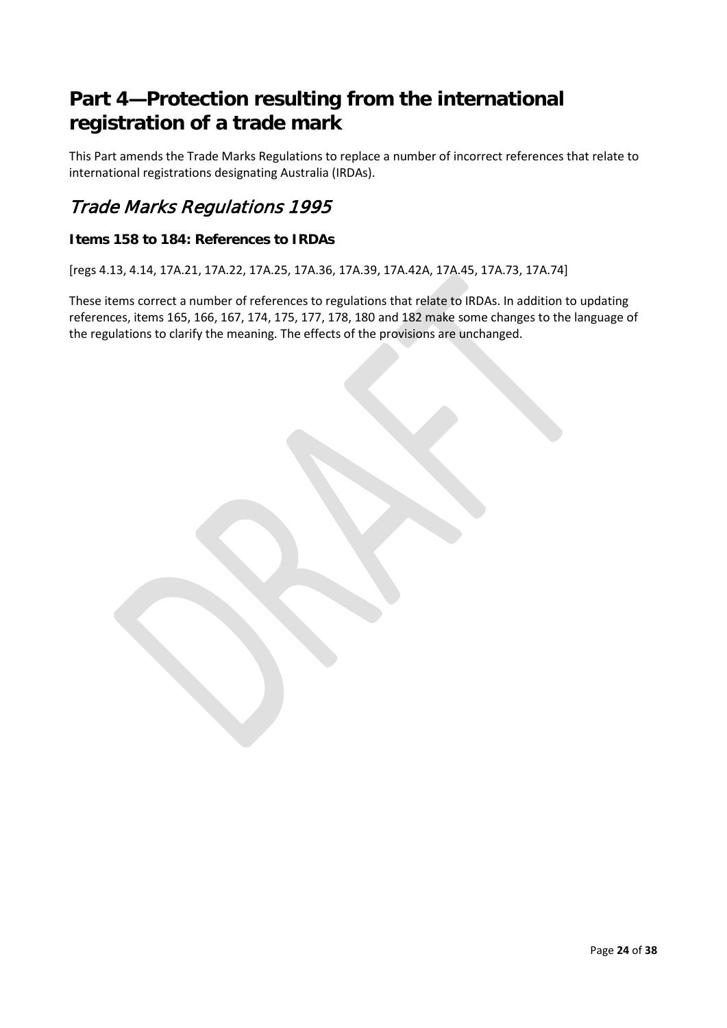# Part 4—Protection resulting from the international registration of a trade mark

This Part amends the Trade Marks Regulations to replace a number of incorrect references that relate to international registrations designating Australia (IRDAs).

## *Trade Marks Regulations 1995*

### Items 158 to 184: References to IRDAs

[regs 4.13, 4.14, 17A.21, 17A.22, 17A.25, 17A.36, 17A.39, 17A.42A, 17A.45, 17A.73, 17A.74]

These items correct a number of references to regulations that relate to IRDAs. In addition to updating references, items 165, 166, 167, 174, 175, 177, 178, 180 and 182 make some changes to the language of the regulations to clarify the meaning. The effects of the provisions are unchanged.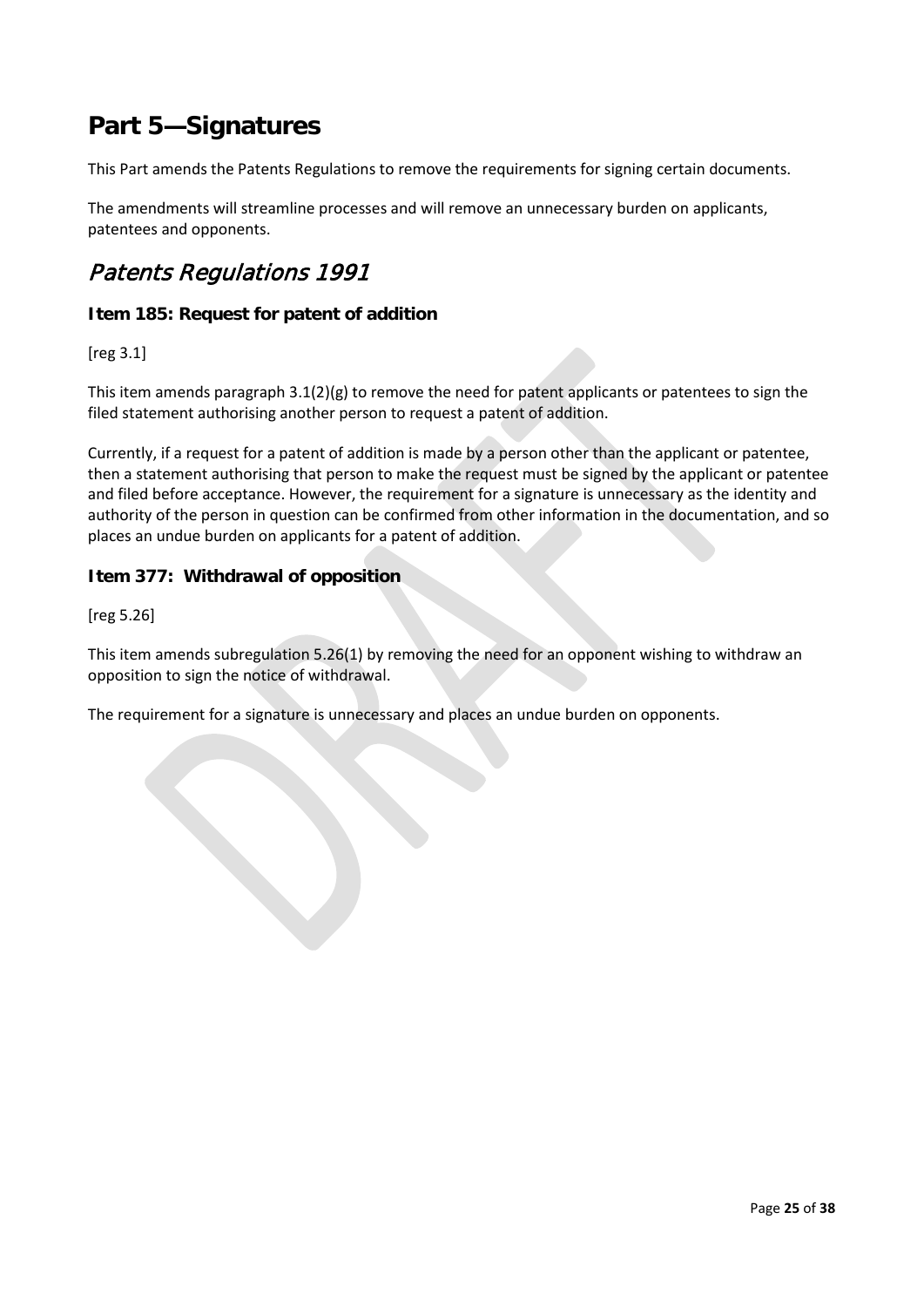# Part 5—Signatures

This Part amends the Patents Regulations to remove the requirements for signing certain documents.

The amendments will streamline processes and will remove an unnecessary burden on applicants, patentees and opponents.

## *Patents Regulations 1991*

### Item 185: Request for patent of addition

[reg 3.1]

This item amends paragraph 3.1(2)(g) to remove the need for patent applicants or patentees to sign the filed statement authorising another person to request a patent of addition.

Currently, if a request for a patent of addition is made by a person other than the applicant or patentee, then a statement authorising that person to make the request must be signed by the applicant or patentee and filed before acceptance. However, the requirement for a signature is unnecessary as the identity and authority of the person in question can be confirmed from other information in the documentation, and so places an undue burden on applicants for a patent of addition.

### Item 377: Withdrawal of opposition

[reg 5.26]

This item amends subregulation 5.26(1) by removing the need for an opponent wishing to withdraw an opposition to sign the notice of withdrawal.

The requirement for a signature is unnecessary and places an undue burden on opponents.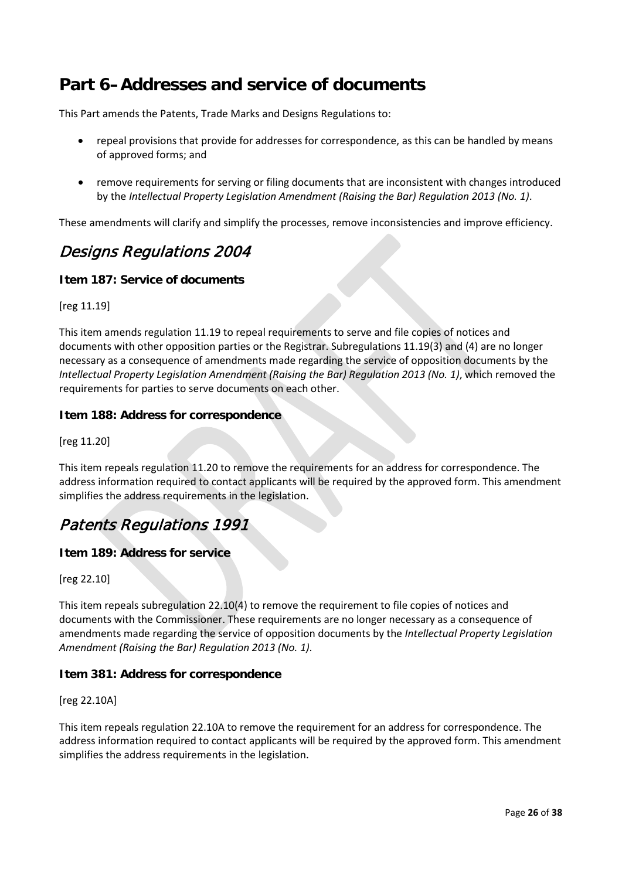# Part 6–Addresses and service of documents

This Part amends the Patents, Trade Marks and Designs Regulations to:

- repeal provisions that provide for addresses for correspondence, as this can be handled by means of approved forms; and
- remove requirements for serving or filing documents that are inconsistent with changes introduced by the *Intellectual Property Legislation Amendment (Raising the Bar) Regulation 2013 (No. 1)*.

These amendments will clarify and simplify the processes, remove inconsistencies and improve efficiency.

## *Designs Regulations 2004*

### Item 187: Service of documents

[reg 11.19]

This item amends regulation 11.19 to repeal requirements to serve and file copies of notices and documents with other opposition parties or the Registrar. Subregulations 11.19(3) and (4) are no longer necessary as a consequence of amendments made regarding the service of opposition documents by the *Intellectual Property Legislation Amendment (Raising the Bar) Regulation 2013 (No. 1)*, which removed the requirements for parties to serve documents on each other.

### Item 188: Address for correspondence

[reg 11.20]

This item repeals regulation 11.20 to remove the requirements for an address for correspondence. The address information required to contact applicants will be required by the approved form. This amendment simplifies the address requirements in the legislation.

## *Patents Regulations 1991*

### Item 189: Address for service

[reg 22.10]

This item repeals subregulation 22.10(4) to remove the requirement to file copies of notices and documents with the Commissioner. These requirements are no longer necessary as a consequence of amendments made regarding the service of opposition documents by the *Intellectual Property Legislation Amendment (Raising the Bar) Regulation 2013 (No. 1)*.

### Item 381: Address for correspondence

[reg 22.10A]

This item repeals regulation 22.10A to remove the requirement for an address for correspondence. The address information required to contact applicants will be required by the approved form. This amendment simplifies the address requirements in the legislation.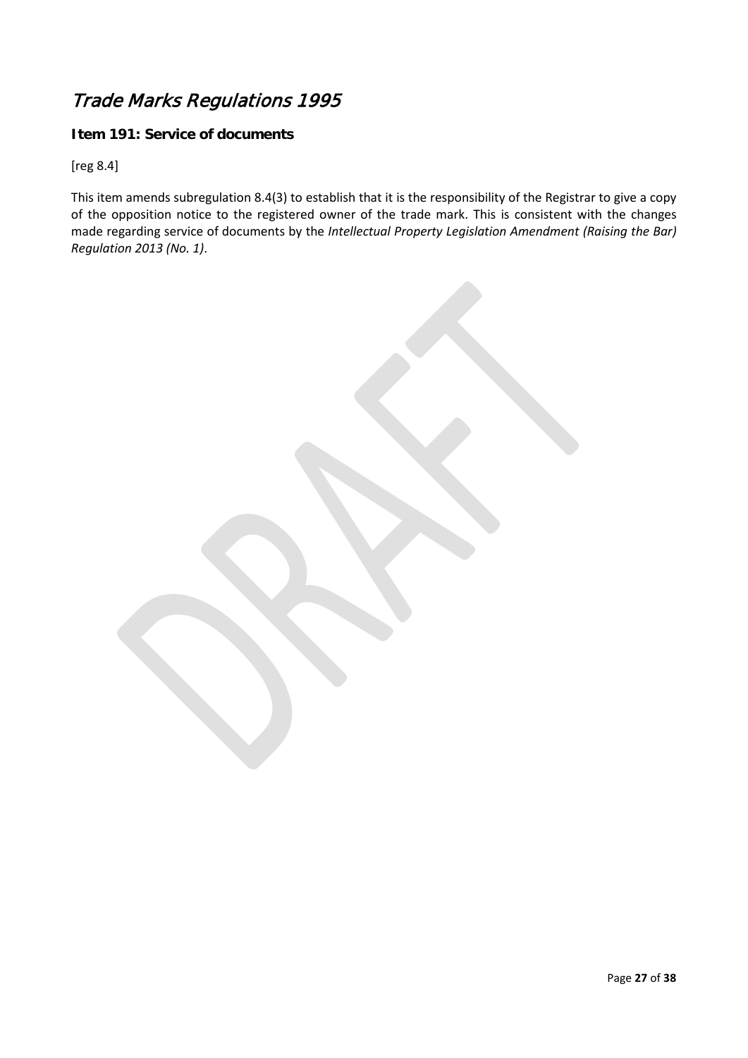# *Trade Marks Regulations 1995*

### Item 191: Service of documents

[reg 8.4]

This item amends subregulation 8.4(3) to establish that it is the responsibility of the Registrar to give a copy of the opposition notice to the registered owner of the trade mark. This is consistent with the changes made regarding service of documents by the *Intellectual Property Legislation Amendment (Raising the Bar) Regulation 2013 (No. 1)*.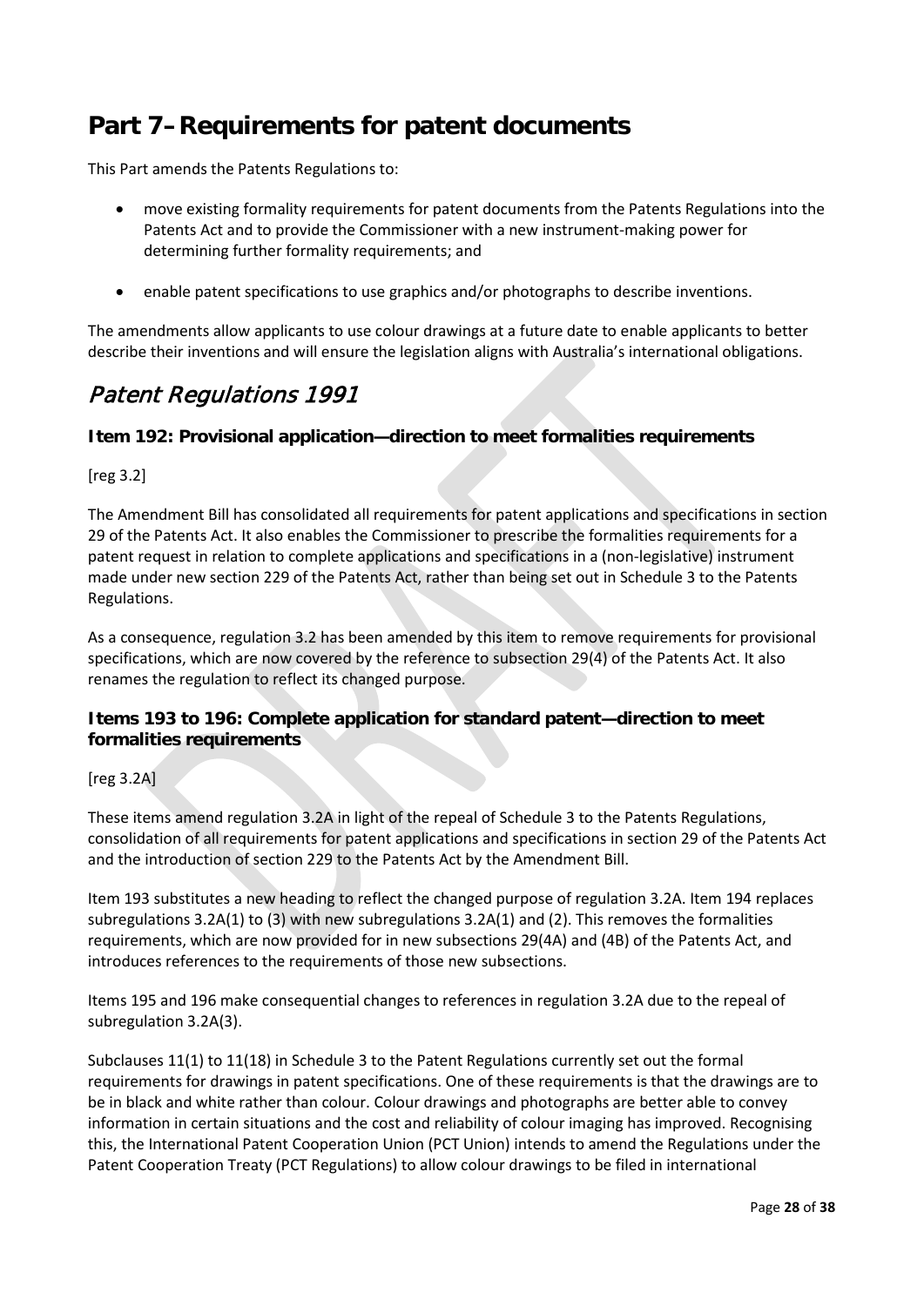# Part 7– Requirements for patent documents

This Part amends the Patents Regulations to:

- move existing formality requirements for patent documents from the Patents Regulations into the Patents Act and to provide the Commissioner with a new instrument-making power for determining further formality requirements; and
- enable patent specifications to use graphics and/or photographs to describe inventions.

The amendments allow applicants to use colour drawings at a future date to enable applicants to better describe their inventions and will ensure the legislation aligns with Australia's international obligations.

## *Patent Regulations 1991*

### Item 192: Provisional application—direction to meet formalities requirements

[reg 3.2]

The Amendment Bill has consolidated all requirements for patent applications and specifications in section 29 of the Patents Act. It also enables the Commissioner to prescribe the formalities requirements for a patent request in relation to complete applications and specifications in a (non-legislative) instrument made under new section 229 of the Patents Act, rather than being set out in Schedule 3 to the Patents Regulations.

As a consequence, regulation 3.2 has been amended by this item to remove requirements for provisional specifications, which are now covered by the reference to subsection 29(4) of the Patents Act. It also renames the regulation to reflect its changed purpose.

### Items 193 to 196: Complete application for standard patent—direction to meet formalities requirements

[reg 3.2A]

These items amend regulation 3.2A in light of the repeal of Schedule 3 to the Patents Regulations, consolidation of all requirements for patent applications and specifications in section 29 of the Patents Act and the introduction of section 229 to the Patents Act by the Amendment Bill.

Item 193 substitutes a new heading to reflect the changed purpose of regulation 3.2A. Item 194 replaces subregulations 3.2A(1) to (3) with new subregulations 3.2A(1) and (2). This removes the formalities requirements, which are now provided for in new subsections 29(4A) and (4B) of the Patents Act, and introduces references to the requirements of those new subsections.

Items 195 and 196 make consequential changes to references in regulation 3.2A due to the repeal of subregulation 3.2A(3).

Subclauses 11(1) to 11(18) in Schedule 3 to the Patent Regulations currently set out the formal requirements for drawings in patent specifications. One of these requirements is that the drawings are to be in black and white rather than colour. Colour drawings and photographs are better able to convey information in certain situations and the cost and reliability of colour imaging has improved. Recognising this, the International Patent Cooperation Union (PCT Union) intends to amend the Regulations under the Patent Cooperation Treaty (PCT Regulations) to allow colour drawings to be filed in international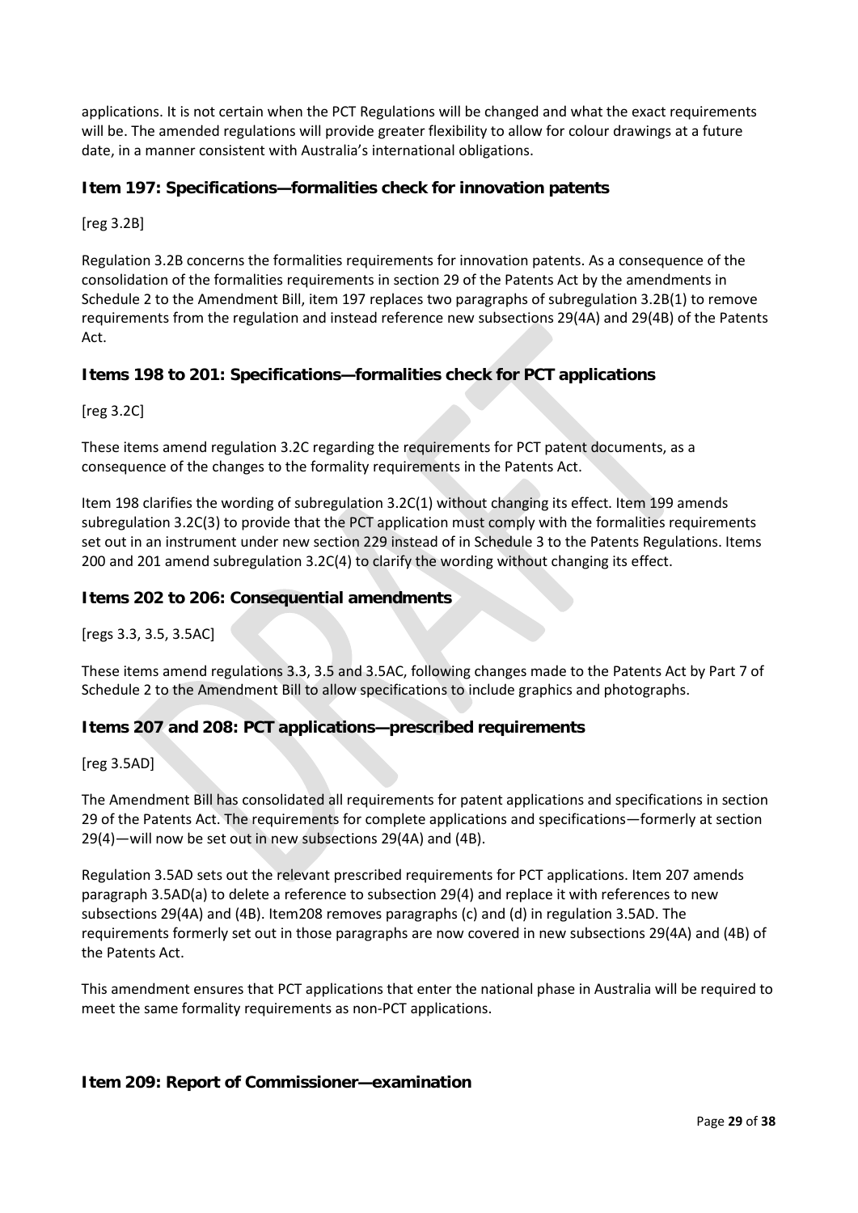applications. It is not certain when the PCT Regulations will be changed and what the exact requirements will be. The amended regulations will provide greater flexibility to allow for colour drawings at a future date, in a manner consistent with Australia's international obligations.

### Item 197: Specifications—formalities check for innovation patents

[reg 3.2B]

Regulation 3.2B concerns the formalities requirements for innovation patents. As a consequence of the consolidation of the formalities requirements in section 29 of the Patents Act by the amendments in Schedule 2 to the Amendment Bill, item 197 replaces two paragraphs of subregulation 3.2B(1) to remove requirements from the regulation and instead reference new subsections 29(4A) and 29(4B) of the Patents Act.

### Items 198 to 201: Specifications—formalities check for PCT applications

[reg 3.2C]

These items amend regulation 3.2C regarding the requirements for PCT patent documents, as a consequence of the changes to the formality requirements in the Patents Act.

Item 198 clarifies the wording of subregulation 3.2C(1) without changing its effect. Item 199 amends subregulation 3.2C(3) to provide that the PCT application must comply with the formalities requirements set out in an instrument under new section 229 instead of in Schedule 3 to the Patents Regulations. Items 200 and 201 amend subregulation 3.2C(4) to clarify the wording without changing its effect.

### Items 202 to 206: Consequential amendments

[regs 3.3, 3.5, 3.5AC]

These items amend regulations 3.3, 3.5 and 3.5AC, following changes made to the Patents Act by Part 7 of Schedule 2 to the Amendment Bill to allow specifications to include graphics and photographs.

### Items 207 and 208: PCT applications—prescribed requirements

[reg 3.5AD]

The Amendment Bill has consolidated all requirements for patent applications and specifications in section 29 of the Patents Act. The requirements for complete applications and specifications—formerly at section 29(4)—will now be set out in new subsections 29(4A) and (4B).

Regulation 3.5AD sets out the relevant prescribed requirements for PCT applications. Item 207 amends paragraph 3.5AD(a) to delete a reference to subsection 29(4) and replace it with references to new subsections 29(4A) and (4B). Item208 removes paragraphs (c) and (d) in regulation 3.5AD. The requirements formerly set out in those paragraphs are now covered in new subsections 29(4A) and (4B) of the Patents Act.

This amendment ensures that PCT applications that enter the national phase in Australia will be required to meet the same formality requirements as non-PCT applications.

### Item 209: Report of Commissioner—examination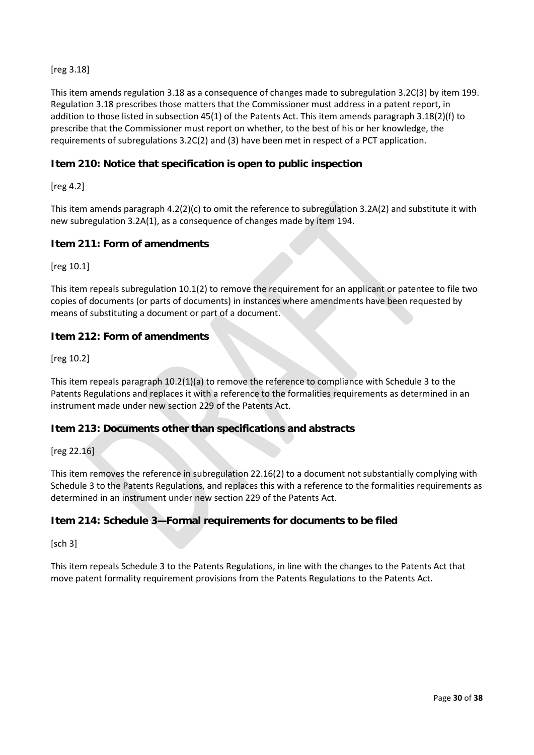[reg 3.18]

This item amends regulation 3.18 as a consequence of changes made to subregulation 3.2C(3) by item 199. Regulation 3.18 prescribes those matters that the Commissioner must address in a patent report, in addition to those listed in subsection 45(1) of the Patents Act. This item amends paragraph 3.18(2)(f) to prescribe that the Commissioner must report on whether, to the best of his or her knowledge, the requirements of subregulations 3.2C(2) and (3) have been met in respect of a PCT application.

### Item 210: Notice that specification is open to public inspection

[reg 4.2]

This item amends paragraph 4.2(2)(c) to omit the reference to subregulation 3.2A(2) and substitute it with new subregulation 3.2A(1), as a consequence of changes made by item 194.

### Item 211: Form of amendments

[reg 10.1]

This item repeals subregulation 10.1(2) to remove the requirement for an applicant or patentee to file two copies of documents (or parts of documents) in instances where amendments have been requested by means of substituting a document or part of a document.

### Item 212: Form of amendments

[reg 10.2]

This item repeals paragraph 10.2(1)(a) to remove the reference to compliance with Schedule 3 to the Patents Regulations and replaces it with a reference to the formalities requirements as determined in an instrument made under new section 229 of the Patents Act.

### Item 213: Documents other than specifications and abstracts

[reg 22.16]

This item removes the reference in subregulation 22.16(2) to a document not substantially complying with Schedule 3 to the Patents Regulations, and replaces this with a reference to the formalities requirements as determined in an instrument under new section 229 of the Patents Act.

### Item 214: Schedule 3—Formal requirements for documents to be filed

[sch 3]

This item repeals Schedule 3 to the Patents Regulations, in line with the changes to the Patents Act that move patent formality requirement provisions from the Patents Regulations to the Patents Act.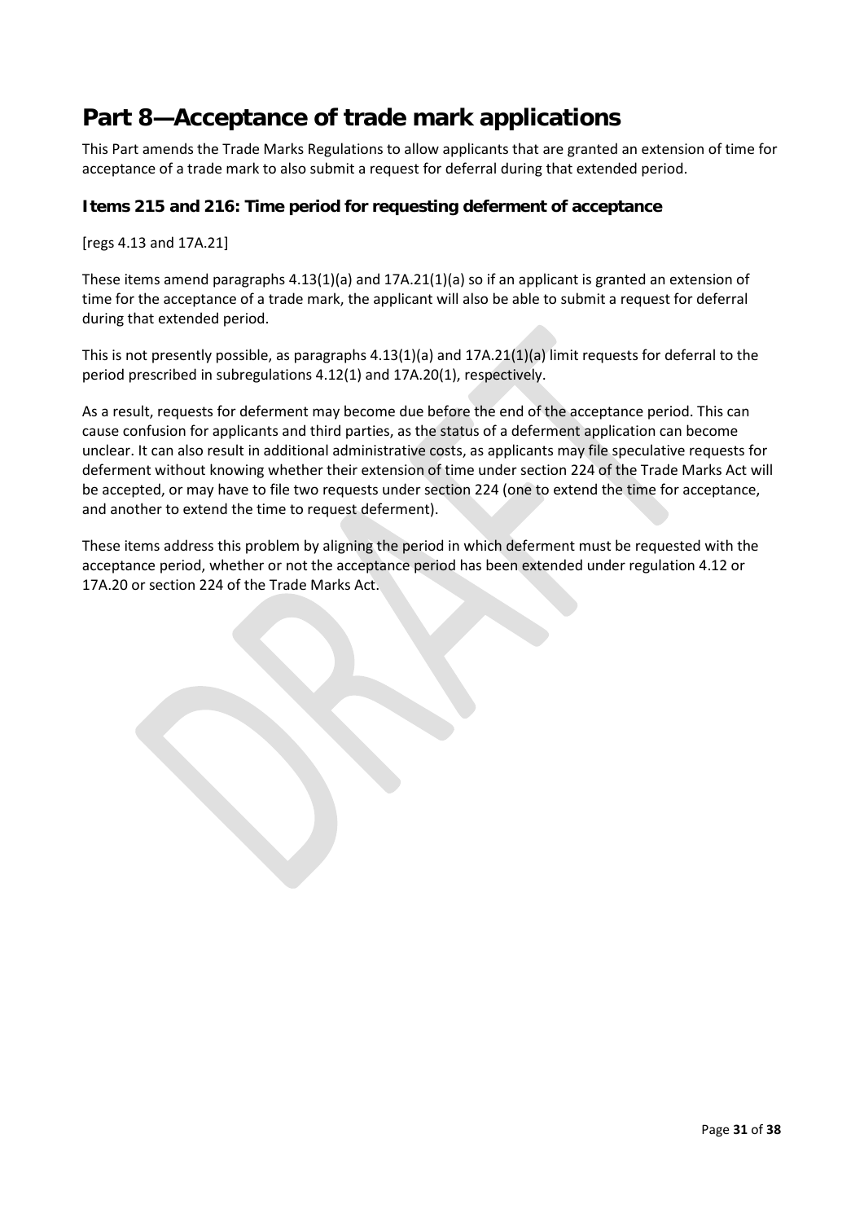# Part 8—Acceptance of trade mark applications

This Part amends the Trade Marks Regulations to allow applicants that are granted an extension of time for acceptance of a trade mark to also submit a request for deferral during that extended period.

## Items 215 and 216: Time period for requesting deferment of acceptance

[regs 4.13 and 17A.21]

These items amend paragraphs 4.13(1)(a) and 17A.21(1)(a) so if an applicant is granted an extension of time for the acceptance of a trade mark, the applicant will also be able to submit a request for deferral during that extended period.

This is not presently possible, as paragraphs 4.13(1)(a) and 17A.21(1)(a) limit requests for deferral to the period prescribed in subregulations 4.12(1) and 17A.20(1), respectively.

As a result, requests for deferment may become due before the end of the acceptance period. This can cause confusion for applicants and third parties, as the status of a deferment application can become unclear. It can also result in additional administrative costs, as applicants may file speculative requests for deferment without knowing whether their extension of time under section 224 of the Trade Marks Act will be accepted, or may have to file two requests under section 224 (one to extend the time for acceptance, and another to extend the time to request deferment).

These items address this problem by aligning the period in which deferment must be requested with the acceptance period, whether or not the acceptance period has been extended under regulation 4.12 or 17A.20 or section 224 of the Trade Marks Act.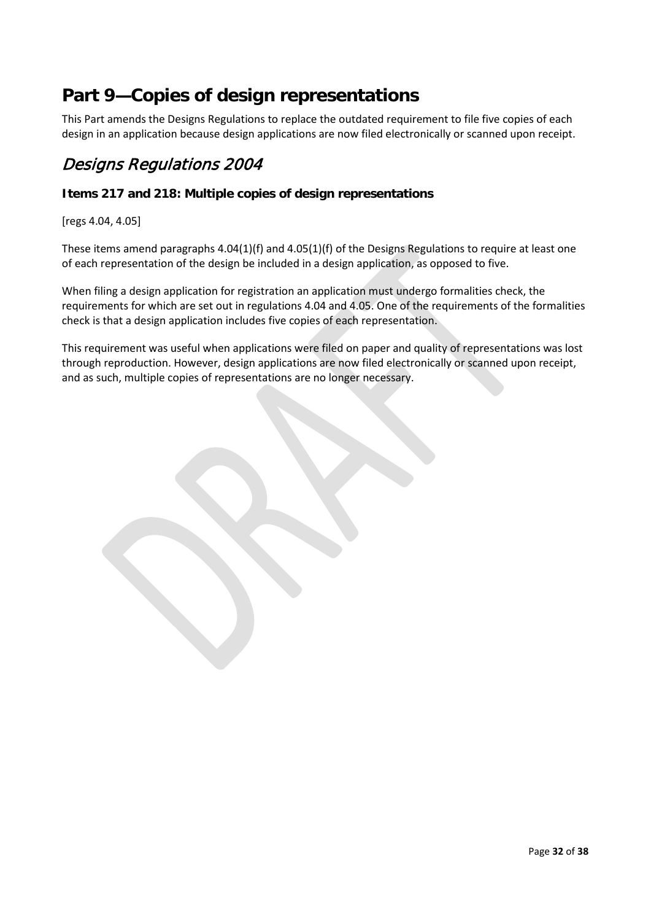# Part 9—Copies of design representations

This Part amends the Designs Regulations to replace the outdated requirement to file five copies of each design in an application because design applications are now filed electronically or scanned upon receipt.

## *Designs Regulations 2004*

### Items 217 and 218: Multiple copies of design representations

[regs 4.04, 4.05]

These items amend paragraphs 4.04(1)(f) and 4.05(1)(f) of the Designs Regulations to require at least one of each representation of the design be included in a design application, as opposed to five.

When filing a design application for registration an application must undergo formalities check, the requirements for which are set out in regulations 4.04 and 4.05. One of the requirements of the formalities check is that a design application includes five copies of each representation.

This requirement was useful when applications were filed on paper and quality of representations was lost through reproduction. However, design applications are now filed electronically or scanned upon receipt, and as such, multiple copies of representations are no longer necessary.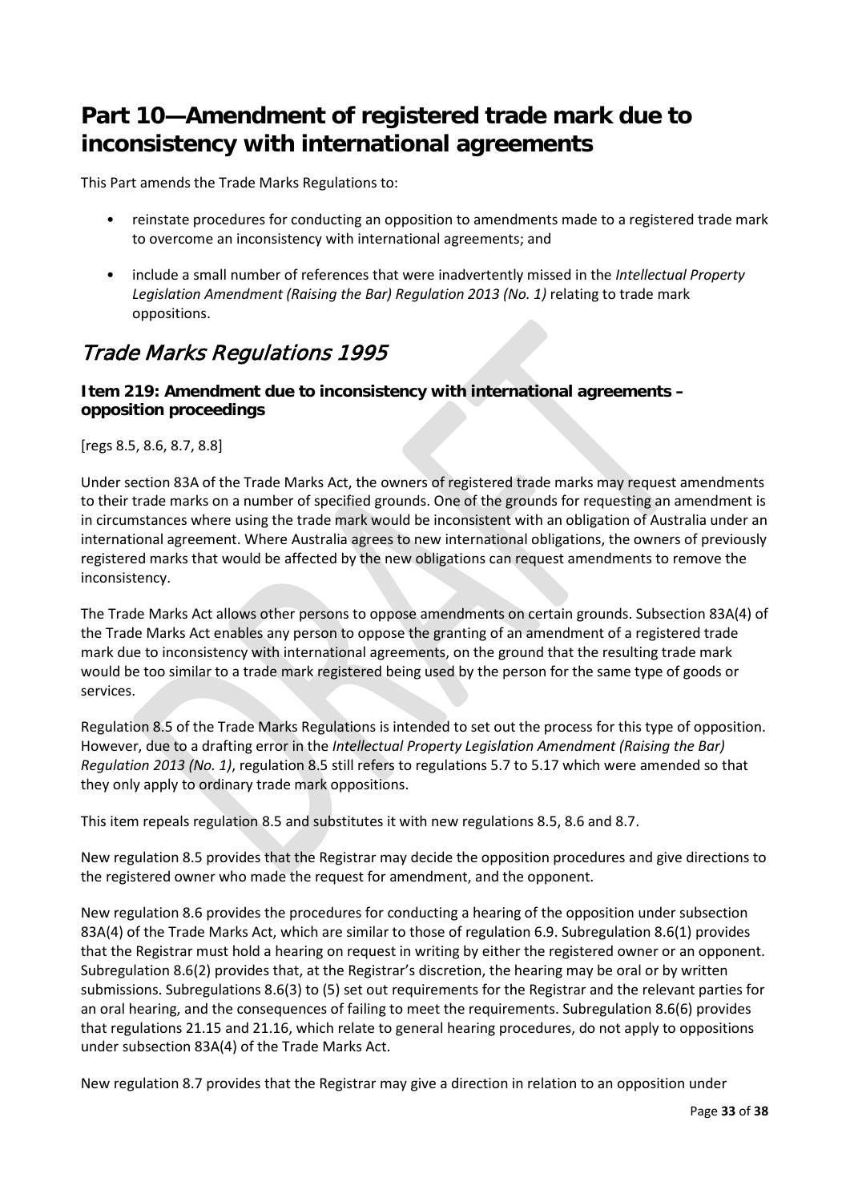# Part 10—Amendment of registered trade mark due to inconsistency with international agreements

This Part amends the Trade Marks Regulations to:

- reinstate procedures for conducting an opposition to amendments made to a registered trade mark to overcome an inconsistency with international agreements; and
- include a small number of references that were inadvertently missed in the *Intellectual Property Legislation Amendment (Raising the Bar) Regulation 2013 (No. 1)* relating to trade mark oppositions.

## *Trade Marks Regulations 1995*

### Item 219: Amendment due to inconsistency with international agreements – opposition proceedings

[regs 8.5, 8.6, 8.7, 8.8]

Under section 83A of the Trade Marks Act, the owners of registered trade marks may request amendments to their trade marks on a number of specified grounds. One of the grounds for requesting an amendment is in circumstances where using the trade mark would be inconsistent with an obligation of Australia under an international agreement. Where Australia agrees to new international obligations, the owners of previously registered marks that would be affected by the new obligations can request amendments to remove the inconsistency.

The Trade Marks Act allows other persons to oppose amendments on certain grounds. Subsection 83A(4) of the Trade Marks Act enables any person to oppose the granting of an amendment of a registered trade mark due to inconsistency with international agreements, on the ground that the resulting trade mark would be too similar to a trade mark registered being used by the person for the same type of goods or services.

Regulation 8.5 of the Trade Marks Regulations is intended to set out the process for this type of opposition. However, due to a drafting error in the *Intellectual Property Legislation Amendment (Raising the Bar) Regulation 2013 (No. 1)*, regulation 8.5 still refers to regulations 5.7 to 5.17 which were amended so that they only apply to ordinary trade mark oppositions.

This item repeals regulation 8.5 and substitutes it with new regulations 8.5, 8.6 and 8.7.

New regulation 8.5 provides that the Registrar may decide the opposition procedures and give directions to the registered owner who made the request for amendment, and the opponent.

New regulation 8.6 provides the procedures for conducting a hearing of the opposition under subsection 83A(4) of the Trade Marks Act, which are similar to those of regulation 6.9. Subregulation 8.6(1) provides that the Registrar must hold a hearing on request in writing by either the registered owner or an opponent. Subregulation 8.6(2) provides that, at the Registrar's discretion, the hearing may be oral or by written submissions. Subregulations 8.6(3) to (5) set out requirements for the Registrar and the relevant parties for an oral hearing, and the consequences of failing to meet the requirements. Subregulation 8.6(6) provides that regulations 21.15 and 21.16, which relate to general hearing procedures, do not apply to oppositions under subsection 83A(4) of the Trade Marks Act.

New regulation 8.7 provides that the Registrar may give a direction in relation to an opposition under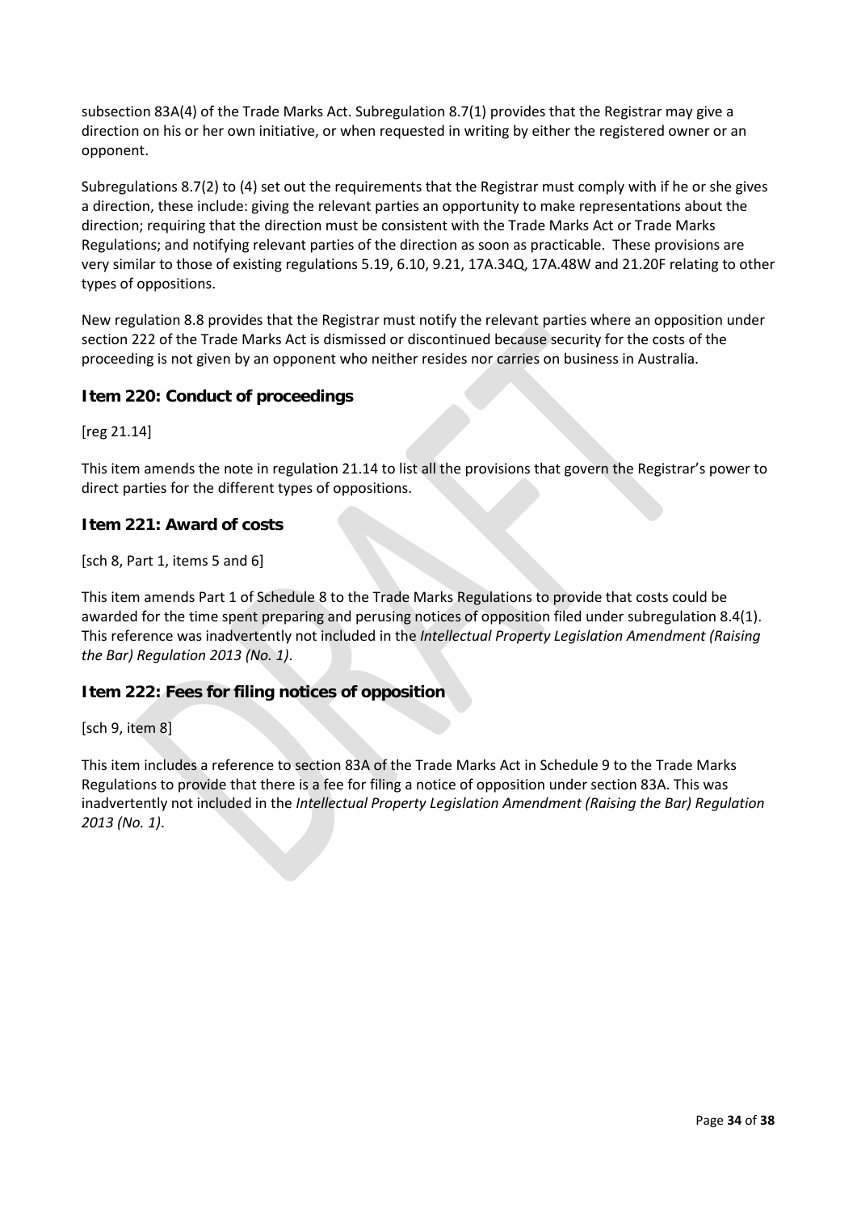subsection 83A(4) of the Trade Marks Act. Subregulation 8.7(1) provides that the Registrar may give a direction on his or her own initiative, or when requested in writing by either the registered owner or an opponent.

Subregulations 8.7(2) to (4) set out the requirements that the Registrar must comply with if he or she gives a direction, these include: giving the relevant parties an opportunity to make representations about the direction; requiring that the direction must be consistent with the Trade Marks Act or Trade Marks Regulations; and notifying relevant parties of the direction as soon as practicable. These provisions are very similar to those of existing regulations 5.19, 6.10, 9.21, 17A.34Q, 17A.48W and 21.20F relating to other types of oppositions.

New regulation 8.8 provides that the Registrar must notify the relevant parties where an opposition under section 222 of the Trade Marks Act is dismissed or discontinued because security for the costs of the proceeding is not given by an opponent who neither resides nor carries on business in Australia.

### Item 220: Conduct of proceedings

[reg 21.14]

This item amends the note in regulation 21.14 to list all the provisions that govern the Registrar's power to direct parties for the different types of oppositions.

### Item 221: Award of costs

[sch 8, Part 1, items 5 and 6]

This item amends Part 1 of Schedule 8 to the Trade Marks Regulations to provide that costs could be awarded for the time spent preparing and perusing notices of opposition filed under subregulation 8.4(1). This reference was inadvertently not included in the *Intellectual Property Legislation Amendment (Raising the Bar) Regulation 2013 (No. 1)*.

### Item 222: Fees for filing notices of opposition

[sch 9, item 8]

This item includes a reference to section 83A of the Trade Marks Act in Schedule 9 to the Trade Marks Regulations to provide that there is a fee for filing a notice of opposition under section 83A. This was inadvertently not included in the *Intellectual Property Legislation Amendment (Raising the Bar) Regulation 2013 (No. 1)*.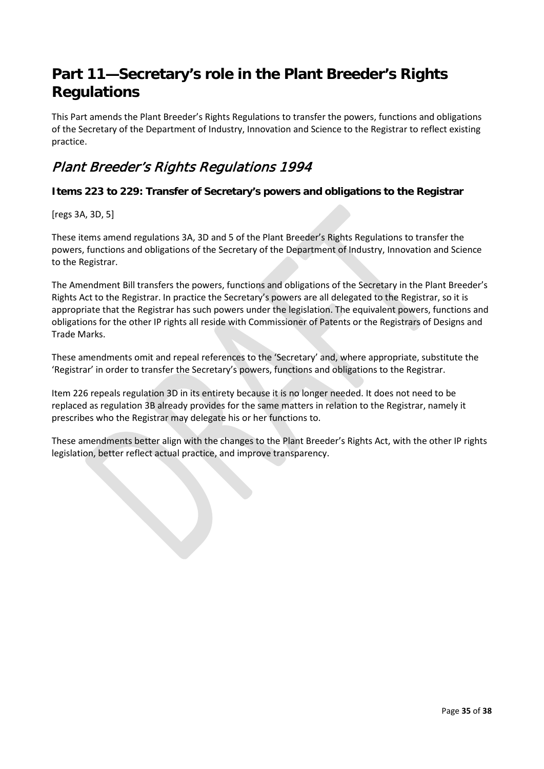# Part 11—Secretary's role in the Plant Breeder's Rights Regulations

This Part amends the Plant Breeder's Rights Regulations to transfer the powers, functions and obligations of the Secretary of the Department of Industry, Innovation and Science to the Registrar to reflect existing practice.

## *Plant Breeder's Rights Regulations 1994*

### Items 223 to 229: Transfer of Secretary's powers and obligations to the Registrar

[regs 3A, 3D, 5]

These items amend regulations 3A, 3D and 5 of the Plant Breeder's Rights Regulations to transfer the powers, functions and obligations of the Secretary of the Department of Industry, Innovation and Science to the Registrar.

The Amendment Bill transfers the powers, functions and obligations of the Secretary in the Plant Breeder's Rights Act to the Registrar. In practice the Secretary's powers are all delegated to the Registrar, so it is appropriate that the Registrar has such powers under the legislation. The equivalent powers, functions and obligations for the other IP rights all reside with Commissioner of Patents or the Registrars of Designs and Trade Marks.

These amendments omit and repeal references to the 'Secretary' and, where appropriate, substitute the 'Registrar' in order to transfer the Secretary's powers, functions and obligations to the Registrar.

Item 226 repeals regulation 3D in its entirety because it is no longer needed. It does not need to be replaced as regulation 3B already provides for the same matters in relation to the Registrar, namely it prescribes who the Registrar may delegate his or her functions to.

These amendments better align with the changes to the Plant Breeder's Rights Act, with the other IP rights legislation, better reflect actual practice, and improve transparency.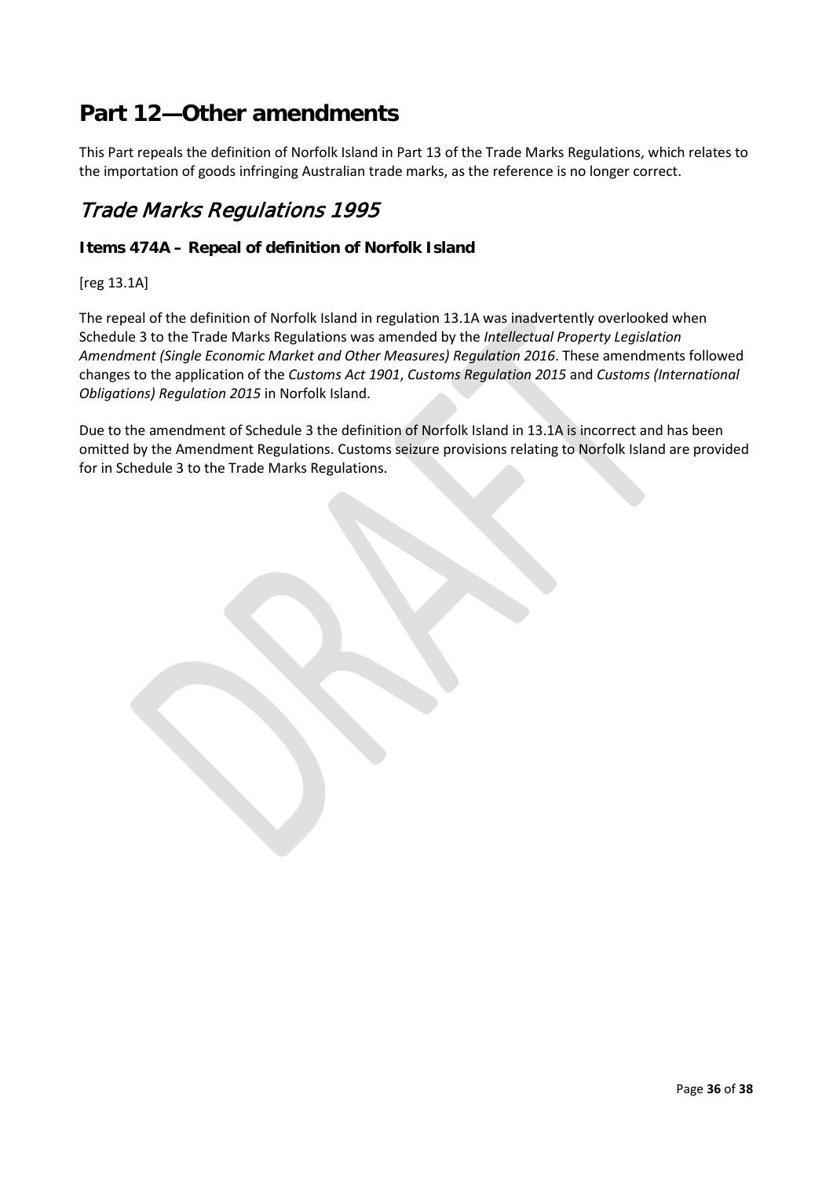# Part 12—Other amendments

This Part repeals the definition of Norfolk Island in Part 13 of the Trade Marks Regulations, which relates to the importation of goods infringing Australian trade marks, as the reference is no longer correct.

## *Trade Marks Regulations 1995*

### Items 474A – Repeal of definition of Norfolk Island

[reg 13.1A]

The repeal of the definition of Norfolk Island in regulation 13.1A was inadvertently overlooked when Schedule 3 to the Trade Marks Regulations was amended by the *Intellectual Property Legislation Amendment (Single Economic Market and Other Measures) Regulation 2016*. These amendments followed changes to the application of the *Customs Act 1901*, *Customs Regulation 2015* and *Customs (International Obligations) Regulation 2015* in Norfolk Island.

Due to the amendment of Schedule 3 the definition of Norfolk Island in 13.1A is incorrect and has been omitted by the Amendment Regulations. Customs seizure provisions relating to Norfolk Island are provided for in Schedule 3 to the Trade Marks Regulations.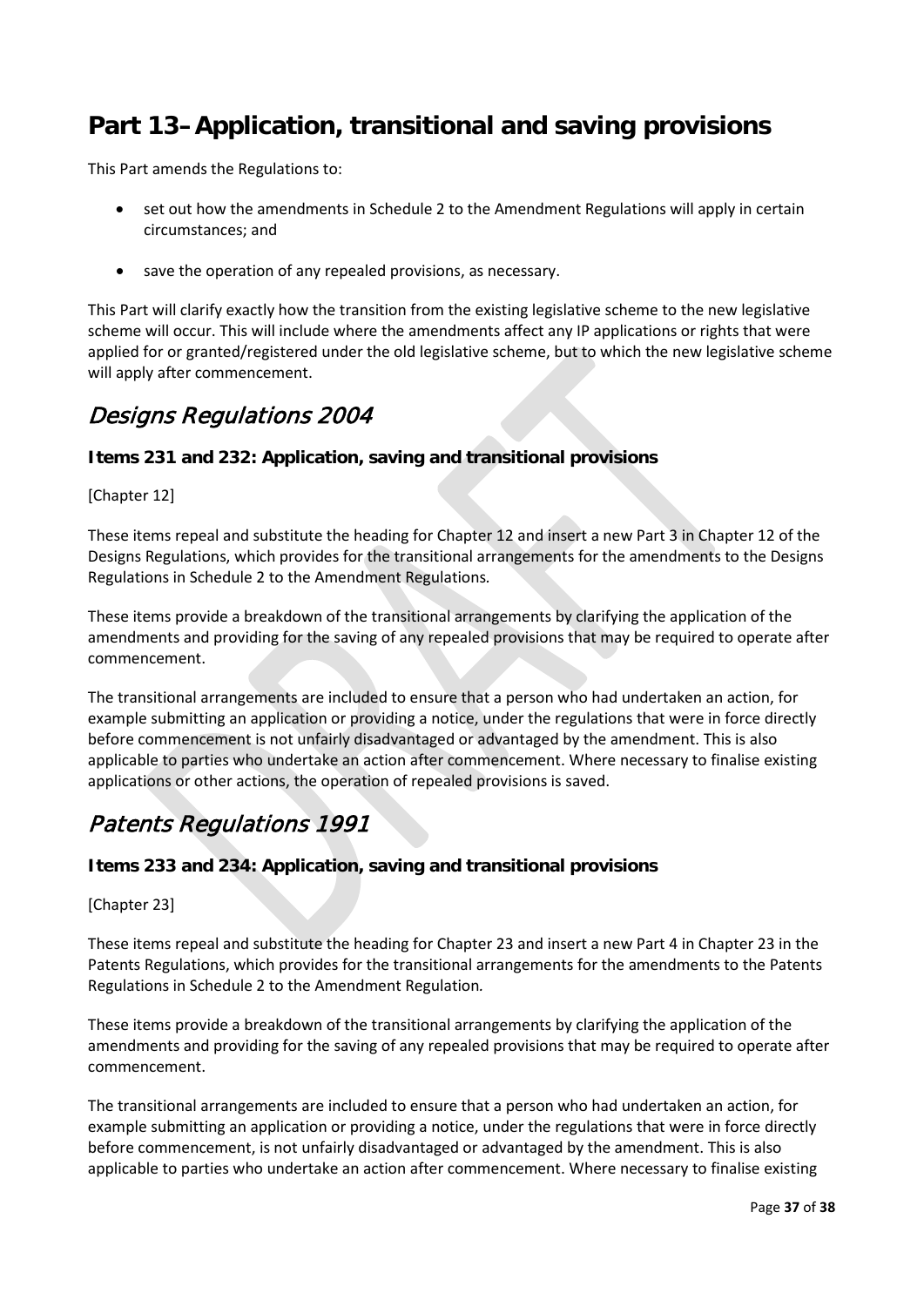# Part 13–Application, transitional and saving provisions

This Part amends the Regulations to:

- set out how the amendments in Schedule 2 to the Amendment Regulations will apply in certain circumstances; and
- save the operation of any repealed provisions, as necessary.

This Part will clarify exactly how the transition from the existing legislative scheme to the new legislative scheme will occur. This will include where the amendments affect any IP applications or rights that were applied for or granted/registered under the old legislative scheme, but to which the new legislative scheme will apply after commencement.

## *Designs Regulations 2004*

### Items 231 and 232: Application, saving and transitional provisions

[Chapter 12]

These items repeal and substitute the heading for Chapter 12 and insert a new Part 3 in Chapter 12 of the Designs Regulations, which provides for the transitional arrangements for the amendments to the Designs Regulations in Schedule 2 to the Amendment Regulations*.*

These items provide a breakdown of the transitional arrangements by clarifying the application of the amendments and providing for the saving of any repealed provisions that may be required to operate after commencement.

The transitional arrangements are included to ensure that a person who had undertaken an action, for example submitting an application or providing a notice, under the regulations that were in force directly before commencement is not unfairly disadvantaged or advantaged by the amendment. This is also applicable to parties who undertake an action after commencement. Where necessary to finalise existing applications or other actions, the operation of repealed provisions is saved.

## *Patents Regulations 1991*

### Items 233 and 234: Application, saving and transitional provisions

[Chapter 23]

These items repeal and substitute the heading for Chapter 23 and insert a new Part 4 in Chapter 23 in the Patents Regulations, which provides for the transitional arrangements for the amendments to the Patents Regulations in Schedule 2 to the Amendment Regulation*.*

These items provide a breakdown of the transitional arrangements by clarifying the application of the amendments and providing for the saving of any repealed provisions that may be required to operate after commencement.

The transitional arrangements are included to ensure that a person who had undertaken an action, for example submitting an application or providing a notice, under the regulations that were in force directly before commencement, is not unfairly disadvantaged or advantaged by the amendment. This is also applicable to parties who undertake an action after commencement. Where necessary to finalise existing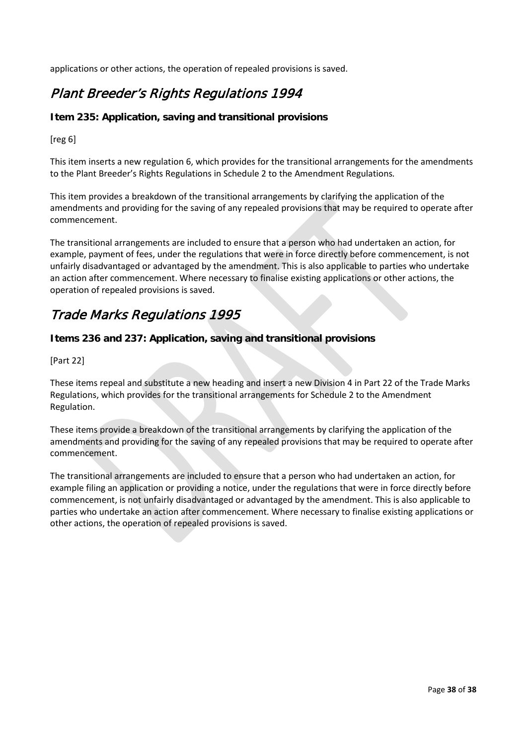applications or other actions, the operation of repealed provisions is saved.

## *Plant Breeder's Rights Regulations 1994*

### Item 235: Application, saving and transitional provisions

[reg 6]

This item inserts a new regulation 6, which provides for the transitional arrangements for the amendments to the Plant Breeder's Rights Regulations in Schedule 2 to the Amendment Regulations.

This item provides a breakdown of the transitional arrangements by clarifying the application of the amendments and providing for the saving of any repealed provisions that may be required to operate after commencement.

The transitional arrangements are included to ensure that a person who had undertaken an action, for example, payment of fees, under the regulations that were in force directly before commencement, is not unfairly disadvantaged or advantaged by the amendment. This is also applicable to parties who undertake an action after commencement. Where necessary to finalise existing applications or other actions, the operation of repealed provisions is saved.

## *Trade Marks Regulations 1995*

### Items 236 and 237: Application, saving and transitional provisions

[Part 22]

These items repeal and substitute a new heading and insert a new Division 4 in Part 22 of the Trade Marks Regulations, which provides for the transitional arrangements for Schedule 2 to the Amendment Regulation.

These items provide a breakdown of the transitional arrangements by clarifying the application of the amendments and providing for the saving of any repealed provisions that may be required to operate after commencement.

The transitional arrangements are included to ensure that a person who had undertaken an action, for example filing an application or providing a notice, under the regulations that were in force directly before commencement, is not unfairly disadvantaged or advantaged by the amendment. This is also applicable to parties who undertake an action after commencement. Where necessary to finalise existing applications or other actions, the operation of repealed provisions is saved.